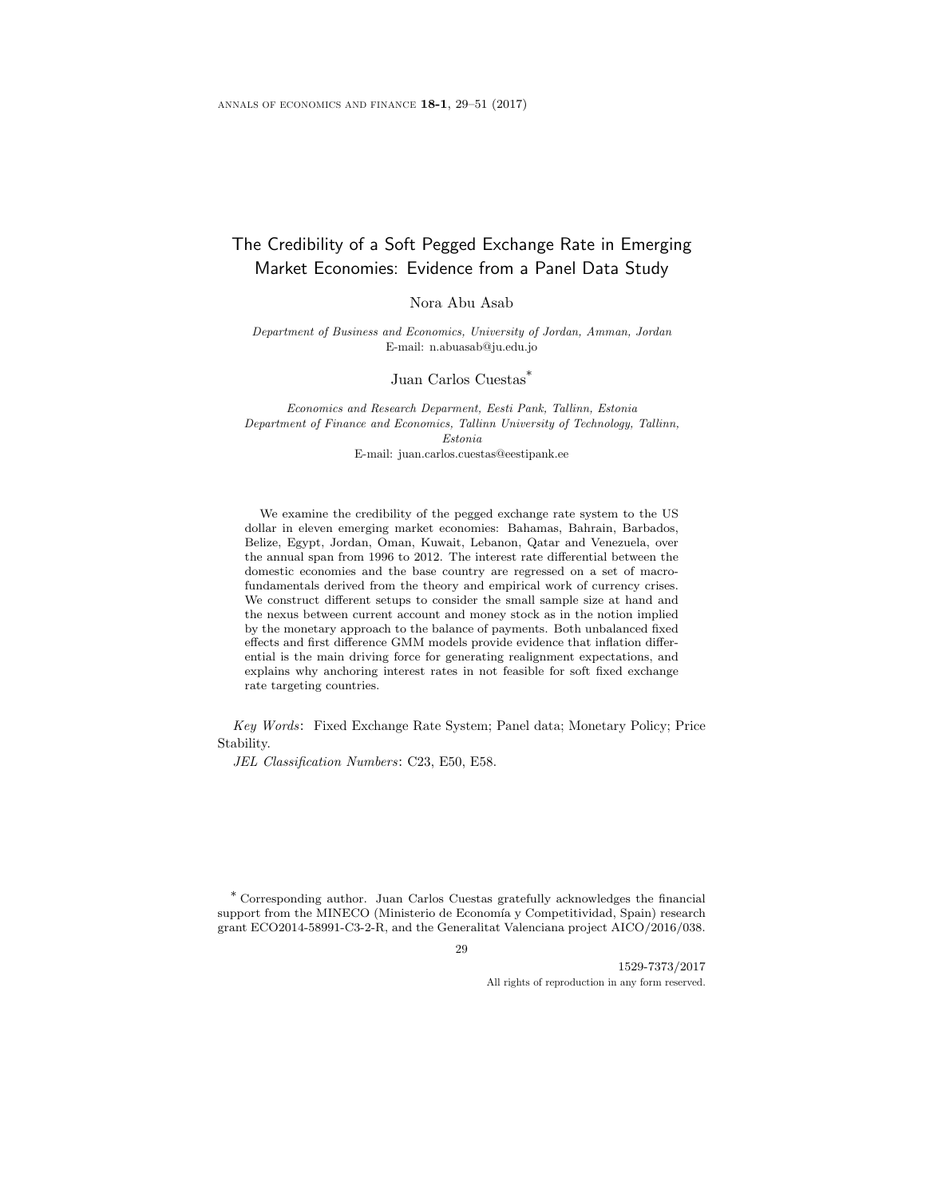# The Credibility of a Soft Pegged Exchange Rate in Emerging Market Economies: Evidence from a Panel Data Study

Nora Abu Asab

*Department of Business and Economics, University of Jordan, Amman, Jordan*
E-mail: n.abuasab@ju.edu.jo

Juan Carlos Cuestas*

*Economics and Research Deparment, Eesti Pank, Tallinn, Estonia*
*Department of Finance and Economics, Tallinn University of Technology, Tallinn, Estonia*
E-mail: juan.carlos.cuestas@eestipank.ee

We examine the credibility of the pegged exchange rate system to the US dollar in eleven emerging market economies: Bahamas, Bahrain, Barbados, Belize, Egypt, Jordan, Oman, Kuwait, Lebanon, Qatar and Venezuela, over the annual span from 1996 to 2012. The interest rate differential between the domestic economies and the base country are regressed on a set of macro-fundamentals derived from the theory and empirical work of currency crises. We construct different setups to consider the small sample size at hand and the nexus between current account and money stock as in the notion implied by the monetary approach to the balance of payments. Both unbalanced fixed effects and first difference GMM models provide evidence that inflation differential is the main driving force for generating realignment expectations, and explains why anchoring interest rates in not feasible for soft fixed exchange rate targeting countries.

*Key Words*: Fixed Exchange Rate System; Panel data; Monetary Policy; Price Stability.

*JEL Classification Numbers*: C23, E50, E58.

* Corresponding author. Juan Carlos Cuestas gratefully acknowledges the financial support from the MINECO (Ministerio de Economía y Competitividad, Spain) research grant ECO2014-58991-C3-2-R, and the Generalitat Valenciana project AICO/2016/038.

1529-7373/2017
All rights of reproduction in any form reserved.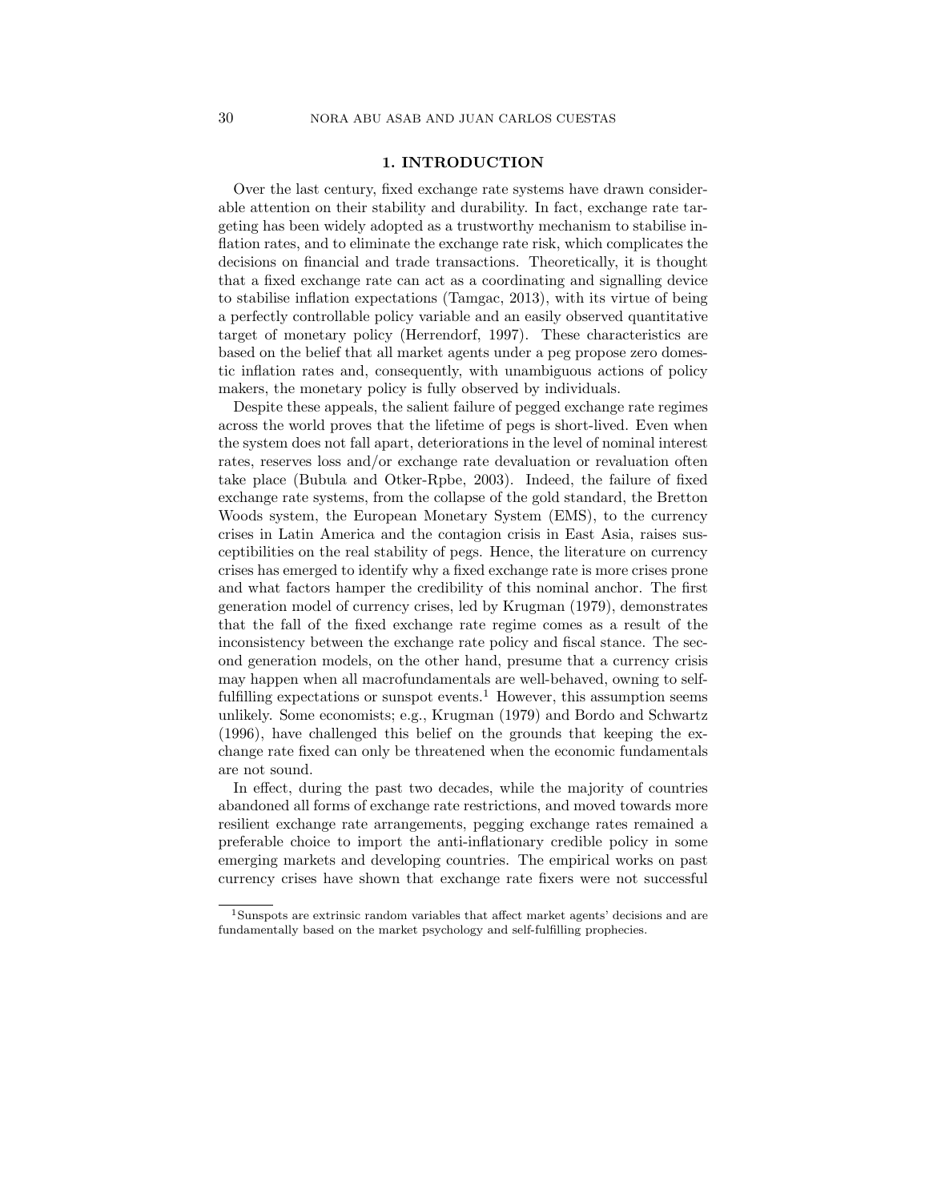## 1. INTRODUCTION

Over the last century, fixed exchange rate systems have drawn considerable attention on their stability and durability. In fact, exchange rate targeting has been widely adopted as a trustworthy mechanism to stabilise inflation rates, and to eliminate the exchange rate risk, which complicates the decisions on financial and trade transactions. Theoretically, it is thought that a fixed exchange rate can act as a coordinating and signalling device to stabilise inflation expectations (Tamgac, 2013), with its virtue of being a perfectly controllable policy variable and an easily observed quantitative target of monetary policy (Herrendorf, 1997). These characteristics are based on the belief that all market agents under a peg propose zero domestic inflation rates and, consequently, with unambiguous actions of policy makers, the monetary policy is fully observed by individuals.

Despite these appeals, the salient failure of pegged exchange rate regimes across the world proves that the lifetime of pegs is short-lived. Even when the system does not fall apart, deteriorations in the level of nominal interest rates, reserves loss and/or exchange rate devaluation or revaluation often take place (Bubula and Otker-Rpbe, 2003). Indeed, the failure of fixed exchange rate systems, from the collapse of the gold standard, the Bretton Woods system, the European Monetary System (EMS), to the currency crises in Latin America and the contagion crisis in East Asia, raises susceptibilities on the real stability of pegs. Hence, the literature on currency crises has emerged to identify why a fixed exchange rate is more crises prone and what factors hamper the credibility of this nominal anchor. The first generation model of currency crises, led by Krugman (1979), demonstrates that the fall of the fixed exchange rate regime comes as a result of the inconsistency between the exchange rate policy and fiscal stance. The second generation models, on the other hand, presume that a currency crisis may happen when all macrofundamentals are well-behaved, owning to self-fulfilling expectations or sunspot events.[1] However, this assumption seems unlikely. Some economists; e.g., Krugman (1979) and Bordo and Schwartz (1996), have challenged this belief on the grounds that keeping the exchange rate fixed can only be threatened when the economic fundamentals are not sound.

In effect, during the past two decades, while the majority of countries abandoned all forms of exchange rate restrictions, and moved towards more resilient exchange rate arrangements, pegging exchange rates remained a preferable choice to import the anti-inflationary credible policy in some emerging markets and developing countries. The empirical works on past currency crises have shown that exchange rate fixers were not successful

[1] Sunspots are extrinsic random variables that affect market agents' decisions and are fundamentally based on the market psychology and self-fulfilling prophecies.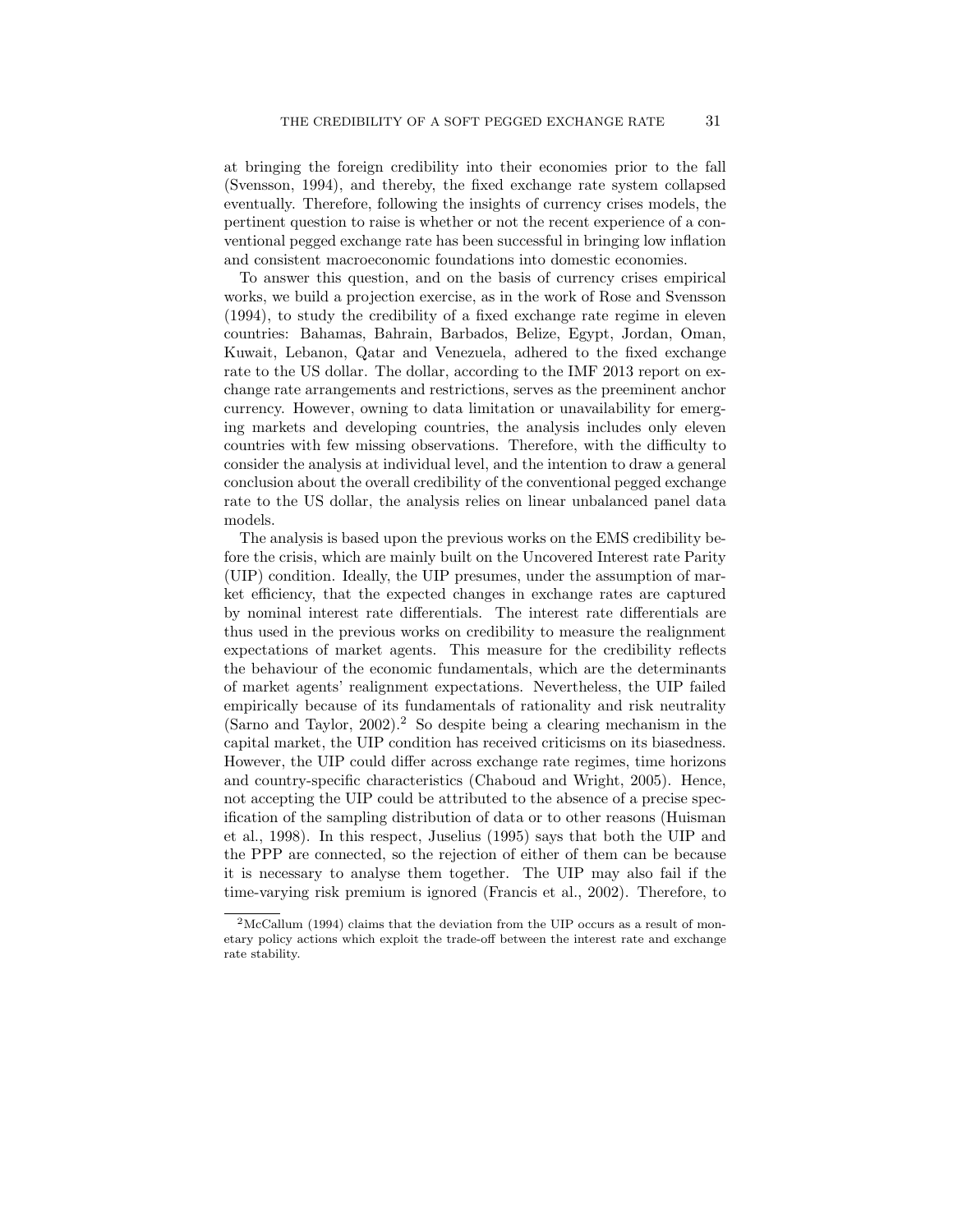at bringing the foreign credibility into their economies prior to the fall (Svensson, 1994), and thereby, the fixed exchange rate system collapsed eventually. Therefore, following the insights of currency crises models, the pertinent question to raise is whether or not the recent experience of a conventional pegged exchange rate has been successful in bringing low inflation and consistent macroeconomic foundations into domestic economies.

To answer this question, and on the basis of currency crises empirical works, we build a projection exercise, as in the work of Rose and Svensson (1994), to study the credibility of a fixed exchange rate regime in eleven countries: Bahamas, Bahrain, Barbados, Belize, Egypt, Jordan, Oman, Kuwait, Lebanon, Qatar and Venezuela, adhered to the fixed exchange rate to the US dollar. The dollar, according to the IMF 2013 report on exchange rate arrangements and restrictions, serves as the preeminent anchor currency. However, owning to data limitation or unavailability for emerging markets and developing countries, the analysis includes only eleven countries with few missing observations. Therefore, with the difficulty to consider the analysis at individual level, and the intention to draw a general conclusion about the overall credibility of the conventional pegged exchange rate to the US dollar, the analysis relies on linear unbalanced panel data models.

The analysis is based upon the previous works on the EMS credibility before the crisis, which are mainly built on the Uncovered Interest rate Parity (UIP) condition. Ideally, the UIP presumes, under the assumption of market efficiency, that the expected changes in exchange rates are captured by nominal interest rate differentials. The interest rate differentials are thus used in the previous works on credibility to measure the realignment expectations of market agents. This measure for the credibility reflects the behaviour of the economic fundamentals, which are the determinants of market agents' realignment expectations. Nevertheless, the UIP failed empirically because of its fundamentals of rationality and risk neutrality (Sarno and Taylor, 2002).[2] So despite being a clearing mechanism in the capital market, the UIP condition has received criticisms on its biasedness. However, the UIP could differ across exchange rate regimes, time horizons and country-specific characteristics (Chaboud and Wright, 2005). Hence, not accepting the UIP could be attributed to the absence of a precise specification of the sampling distribution of data or to other reasons (Huisman et al., 1998). In this respect, Juselius (1995) says that both the UIP and the PPP are connected, so the rejection of either of them can be because it is necessary to analyse them together. The UIP may also fail if the time-varying risk premium is ignored (Francis et al., 2002). Therefore, to

[2] McCallum (1994) claims that the deviation from the UIP occurs as a result of monetary policy actions which exploit the trade-off between the interest rate and exchange rate stability.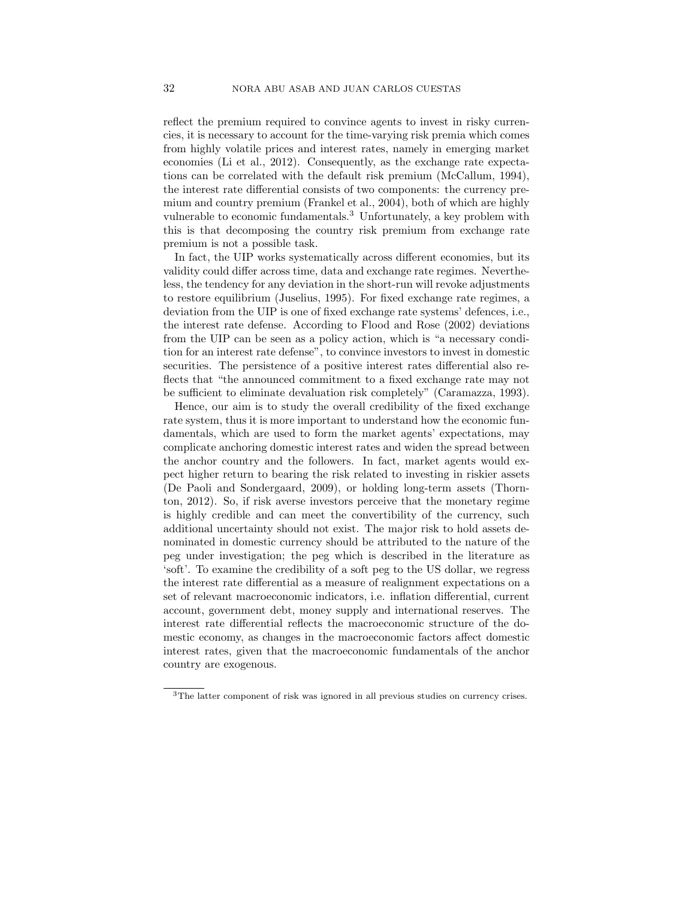reflect the premium required to convince agents to invest in risky currencies, it is necessary to account for the time-varying risk premia which comes from highly volatile prices and interest rates, namely in emerging market economies (Li et al., 2012). Consequently, as the exchange rate expectations can be correlated with the default risk premium (McCallum, 1994), the interest rate differential consists of two components: the currency premium and country premium (Frankel et al., 2004), both of which are highly vulnerable to economic fundamentals.[3] Unfortunately, a key problem with this is that decomposing the country risk premium from exchange rate premium is not a possible task.

In fact, the UIP works systematically across different economies, but its validity could differ across time, data and exchange rate regimes. Nevertheless, the tendency for any deviation in the short-run will revoke adjustments to restore equilibrium (Juselius, 1995). For fixed exchange rate regimes, a deviation from the UIP is one of fixed exchange rate systems' defences, i.e., the interest rate defense. According to Flood and Rose (2002) deviations from the UIP can be seen as a policy action, which is "a necessary condition for an interest rate defense", to convince investors to invest in domestic securities. The persistence of a positive interest rates differential also reflects that "the announced commitment to a fixed exchange rate may not be sufficient to eliminate devaluation risk completely" (Caramazza, 1993).

Hence, our aim is to study the overall credibility of the fixed exchange rate system, thus it is more important to understand how the economic fundamentals, which are used to form the market agents' expectations, may complicate anchoring domestic interest rates and widen the spread between the anchor country and the followers. In fact, market agents would expect higher return to bearing the risk related to investing in riskier assets (De Paoli and Sondergaard, 2009), or holding long-term assets (Thornton, 2012). So, if risk averse investors perceive that the monetary regime is highly credible and can meet the convertibility of the currency, such additional uncertainty should not exist. The major risk to hold assets denominated in domestic currency should be attributed to the nature of the peg under investigation; the peg which is described in the literature as 'soft'. To examine the credibility of a soft peg to the US dollar, we regress the interest rate differential as a measure of realignment expectations on a set of relevant macroeconomic indicators, i.e. inflation differential, current account, government debt, money supply and international reserves. The interest rate differential reflects the macroeconomic structure of the domestic economy, as changes in the macroeconomic factors affect domestic interest rates, given that the macroeconomic fundamentals of the anchor country are exogenous.

[3]The latter component of risk was ignored in all previous studies on currency crises.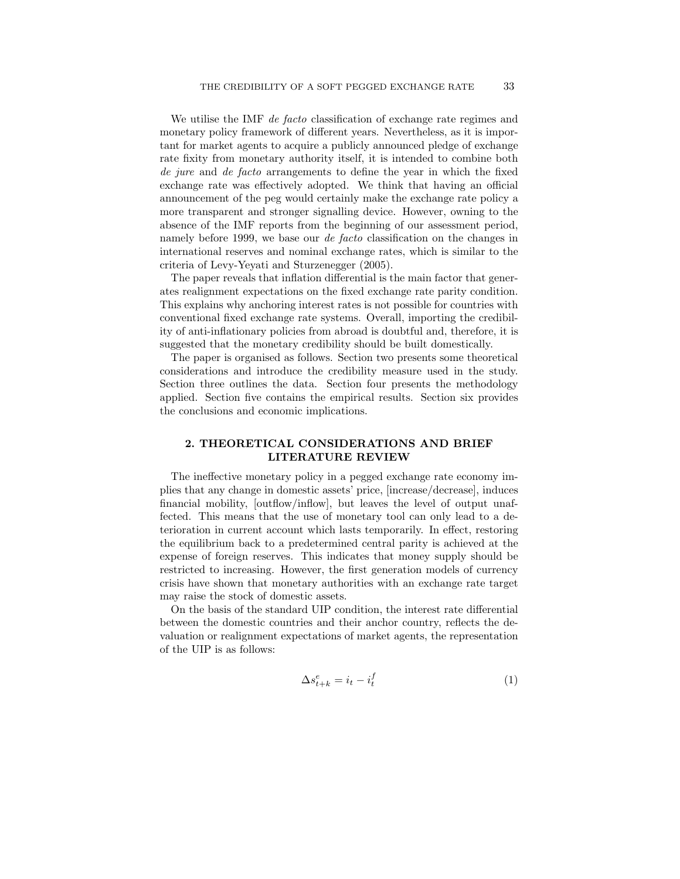We utilise the IMF *de facto* classification of exchange rate regimes and monetary policy framework of different years. Nevertheless, as it is important for market agents to acquire a publicly announced pledge of exchange rate fixity from monetary authority itself, it is intended to combine both *de jure* and *de facto* arrangements to define the year in which the fixed exchange rate was effectively adopted. We think that having an official announcement of the peg would certainly make the exchange rate policy a more transparent and stronger signalling device. However, owning to the absence of the IMF reports from the beginning of our assessment period, namely before 1999, we base our *de facto* classification on the changes in international reserves and nominal exchange rates, which is similar to the criteria of Levy-Yeyati and Sturzenegger (2005).

The paper reveals that inflation differential is the main factor that generates realignment expectations on the fixed exchange rate parity condition. This explains why anchoring interest rates is not possible for countries with conventional fixed exchange rate systems. Overall, importing the credibility of anti-inflationary policies from abroad is doubtful and, therefore, it is suggested that the monetary credibility should be built domestically.

The paper is organised as follows. Section two presents some theoretical considerations and introduce the credibility measure used in the study. Section three outlines the data. Section four presents the methodology applied. Section five contains the empirical results. Section six provides the conclusions and economic implications.

## 2. THEORETICAL CONSIDERATIONS AND BRIEF LITERATURE REVIEW

The ineffective monetary policy in a pegged exchange rate economy implies that any change in domestic assets' price, [increase/decrease], induces financial mobility, [outflow/inflow], but leaves the level of output unaffected. This means that the use of monetary tool can only lead to a deterioration in current account which lasts temporarily. In effect, restoring the equilibrium back to a predetermined central parity is achieved at the expense of foreign reserves. This indicates that money supply should be restricted to increasing. However, the first generation models of currency crisis have shown that monetary authorities with an exchange rate target may raise the stock of domestic assets.

On the basis of the standard UIP condition, the interest rate differential between the domestic countries and their anchor country, reflects the devaluation or realignment expectations of market agents, the representation of the UIP is as follows:

$$\Delta s_{t+k}^{e} = i_t - i_t^{f} \tag{1}$$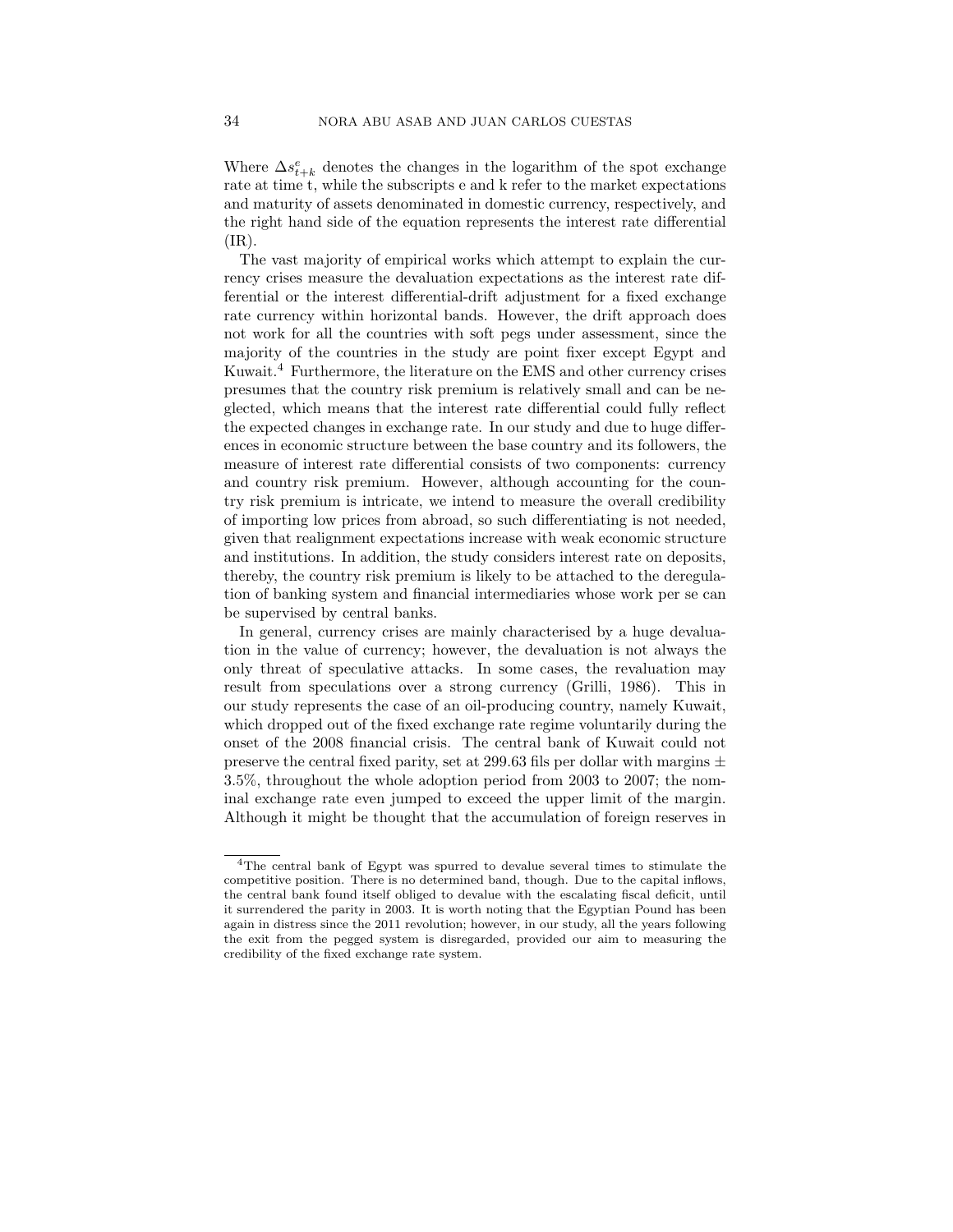Where $\Delta s^e_{t+k}$ denotes the changes in the logarithm of the spot exchange rate at time t, while the subscripts e and k refer to the market expectations and maturity of assets denominated in domestic currency, respectively, and the right hand side of the equation represents the interest rate differential (IR).

The vast majority of empirical works which attempt to explain the currency crises measure the devaluation expectations as the interest rate differential or the interest differential-drift adjustment for a fixed exchange rate currency within horizontal bands. However, the drift approach does not work for all the countries with soft pegs under assessment, since the majority of the countries in the study are point fixer except Egypt and Kuwait.[4] Furthermore, the literature on the EMS and other currency crises presumes that the country risk premium is relatively small and can be neglected, which means that the interest rate differential could fully reflect the expected changes in exchange rate. In our study and due to huge differences in economic structure between the base country and its followers, the measure of interest rate differential consists of two components: currency and country risk premium. However, although accounting for the country risk premium is intricate, we intend to measure the overall credibility of importing low prices from abroad, so such differentiating is not needed, given that realignment expectations increase with weak economic structure and institutions. In addition, the study considers interest rate on deposits, thereby, the country risk premium is likely to be attached to the deregulation of banking system and financial intermediaries whose work per se can be supervised by central banks.

In general, currency crises are mainly characterised by a huge devaluation in the value of currency; however, the devaluation is not always the only threat of speculative attacks. In some cases, the revaluation may result from speculations over a strong currency (Grilli, 1986). This in our study represents the case of an oil-producing country, namely Kuwait, which dropped out of the fixed exchange rate regime voluntarily during the onset of the 2008 financial crisis. The central bank of Kuwait could not preserve the central fixed parity, set at 299.63 fils per dollar with margins $\pm$ 3.5%, throughout the whole adoption period from 2003 to 2007; the nominal exchange rate even jumped to exceed the upper limit of the margin. Although it might be thought that the accumulation of foreign reserves in

[4]The central bank of Egypt was spurred to devalue several times to stimulate the competitive position. There is no determined band, though. Due to the capital inflows, the central bank found itself obliged to devalue with the escalating fiscal deficit, until it surrendered the parity in 2003. It is worth noting that the Egyptian Pound has been again in distress since the 2011 revolution; however, in our study, all the years following the exit from the pegged system is disregarded, provided our aim to measuring the credibility of the fixed exchange rate system.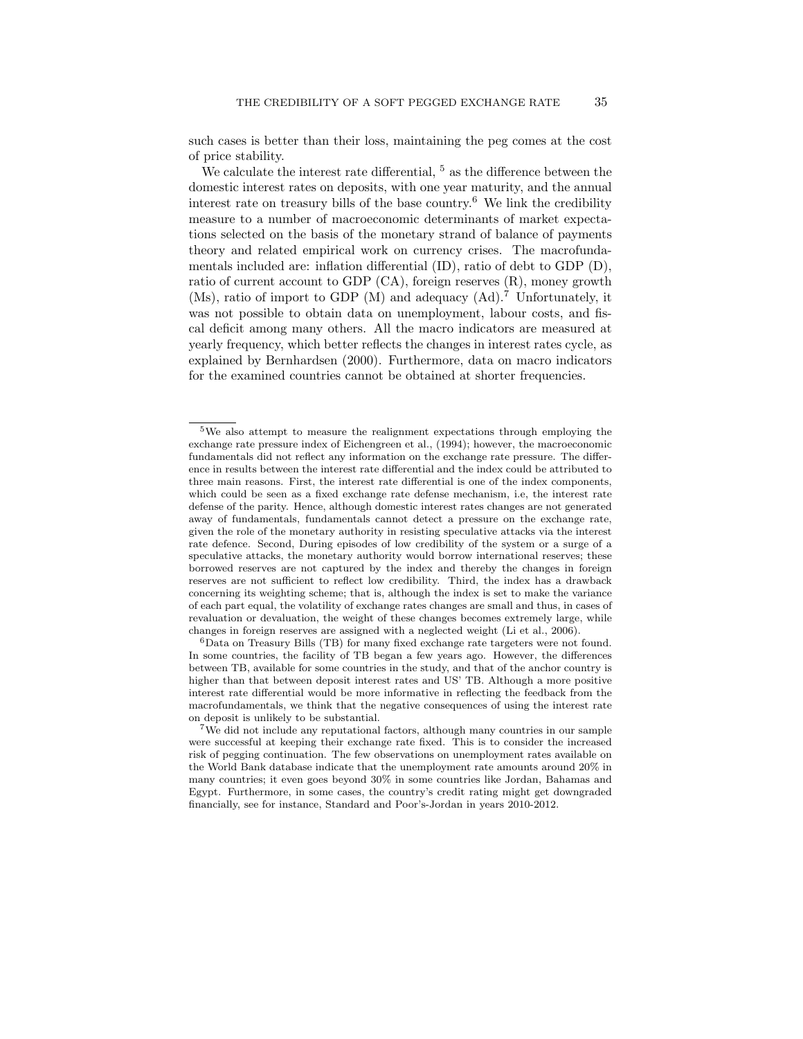such cases is better than their loss, maintaining the peg comes at the cost of price stability.

We calculate the interest rate differential, [5] as the difference between the domestic interest rates on deposits, with one year maturity, and the annual interest rate on treasury bills of the base country.[6] We link the credibility measure to a number of macroeconomic determinants of market expectations selected on the basis of the monetary strand of balance of payments theory and related empirical work on currency crises. The macrofundamentals included are: inflation differential (ID), ratio of debt to GDP (D), ratio of current account to GDP (CA), foreign reserves (R), money growth (Ms), ratio of import to GDP (M) and adequacy (Ad).[7] Unfortunately, it was not possible to obtain data on unemployment, labour costs, and fiscal deficit among many others. All the macro indicators are measured at yearly frequency, which better reflects the changes in interest rates cycle, as explained by Bernhardsen (2000). Furthermore, data on macro indicators for the examined countries cannot be obtained at shorter frequencies.

---

[5]We also attempt to measure the realignment expectations through employing the exchange rate pressure index of Eichengreen et al., (1994); however, the macroeconomic fundamentals did not reflect any information on the exchange rate pressure. The difference in results between the interest rate differential and the index could be attributed to three main reasons. First, the interest rate differential is one of the index components, which could be seen as a fixed exchange rate defense mechanism, i.e, the interest rate defense of the parity. Hence, although domestic interest rates changes are not generated away of fundamentals, fundamentals cannot detect a pressure on the exchange rate, given the role of the monetary authority in resisting speculative attacks via the interest rate defence. Second, During episodes of low credibility of the system or a surge of a speculative attacks, the monetary authority would borrow international reserves; these borrowed reserves are not captured by the index and thereby the changes in foreign reserves are not sufficient to reflect low credibility. Third, the index has a drawback concerning its weighting scheme; that is, although the index is set to make the variance of each part equal, the volatility of exchange rates changes are small and thus, in cases of revaluation or devaluation, the weight of these changes becomes extremely large, while changes in foreign reserves are assigned with a neglected weight (Li et al., 2006).

[6]Data on Treasury Bills (TB) for many fixed exchange rate targeters were not found. In some countries, the facility of TB began a few years ago. However, the differences between TB, available for some countries in the study, and that of the anchor country is higher than that between deposit interest rates and US' TB. Although a more positive interest rate differential would be more informative in reflecting the feedback from the macrofundamentals, we think that the negative consequences of using the interest rate on deposit is unlikely to be substantial.

[7]We did not include any reputational factors, although many countries in our sample were successful at keeping their exchange rate fixed. This is to consider the increased risk of pegging continuation. The few observations on unemployment rates available on the World Bank database indicate that the unemployment rate amounts around 20% in many countries; it even goes beyond 30% in some countries like Jordan, Bahamas and Egypt. Furthermore, in some cases, the country's credit rating might get downgraded financially, see for instance, Standard and Poor's-Jordan in years 2010-2012.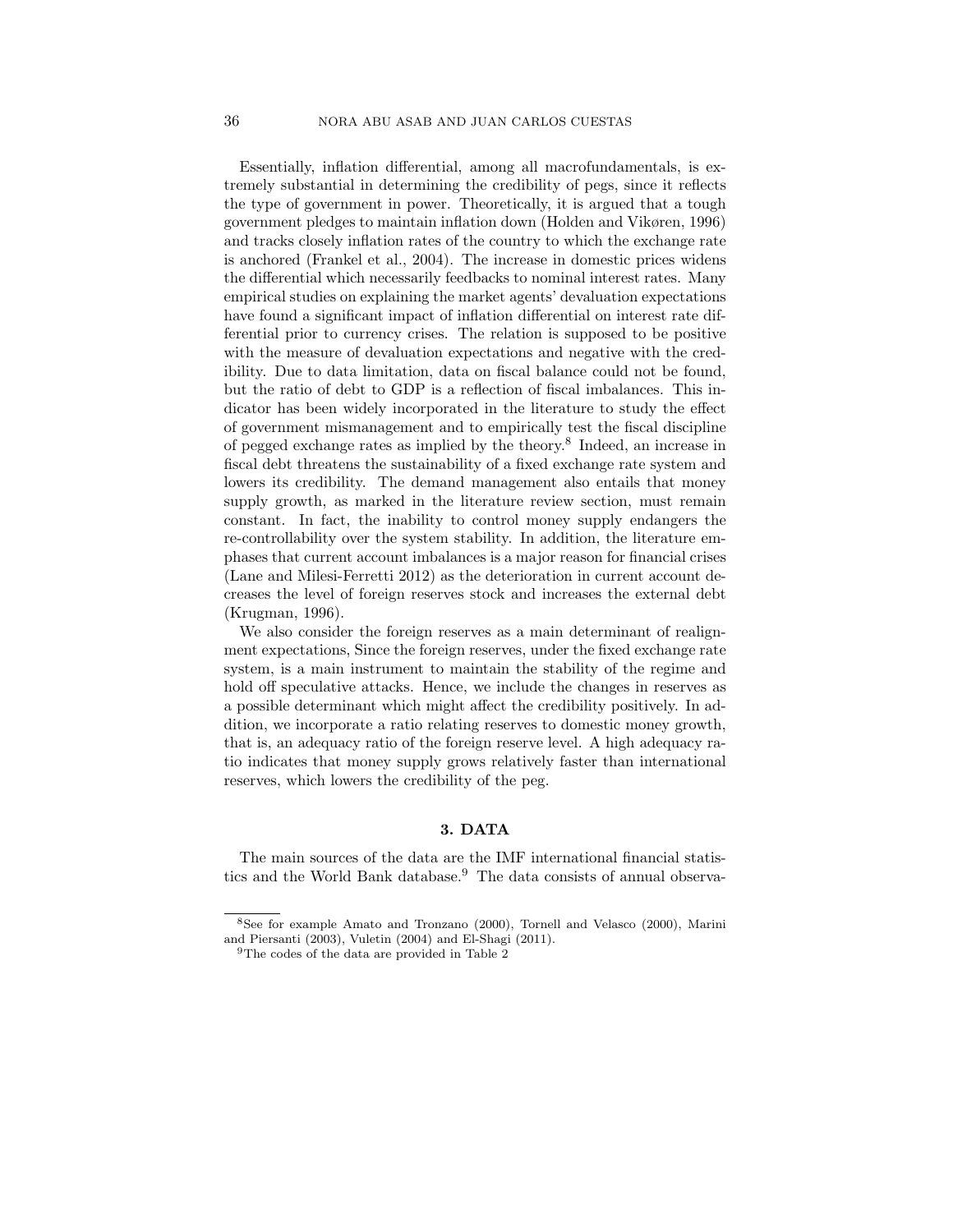Essentially, inflation differential, among all macrofundamentals, is extremely substantial in determining the credibility of pegs, since it reflects the type of government in power. Theoretically, it is argued that a tough government pledges to maintain inflation down (Holden and Vikøren, 1996) and tracks closely inflation rates of the country to which the exchange rate is anchored (Frankel et al., 2004). The increase in domestic prices widens the differential which necessarily feedbacks to nominal interest rates. Many empirical studies on explaining the market agents' devaluation expectations have found a significant impact of inflation differential on interest rate differential prior to currency crises. The relation is supposed to be positive with the measure of devaluation expectations and negative with the credibility. Due to data limitation, data on fiscal balance could not be found, but the ratio of debt to GDP is a reflection of fiscal imbalances. This indicator has been widely incorporated in the literature to study the effect of government mismanagement and to empirically test the fiscal discipline of pegged exchange rates as implied by the theory.[8] Indeed, an increase in fiscal debt threatens the sustainability of a fixed exchange rate system and lowers its credibility. The demand management also entails that money supply growth, as marked in the literature review section, must remain constant. In fact, the inability to control money supply endangers the re-controllability over the system stability. In addition, the literature emphases that current account imbalances is a major reason for financial crises (Lane and Milesi-Ferretti 2012) as the deterioration in current account decreases the level of foreign reserves stock and increases the external debt (Krugman, 1996).

We also consider the foreign reserves as a main determinant of realignment expectations, Since the foreign reserves, under the fixed exchange rate system, is a main instrument to maintain the stability of the regime and hold off speculative attacks. Hence, we include the changes in reserves as a possible determinant which might affect the credibility positively. In addition, we incorporate a ratio relating reserves to domestic money growth, that is, an adequacy ratio of the foreign reserve level. A high adequacy ratio indicates that money supply grows relatively faster than international reserves, which lowers the credibility of the peg.

## 3. DATA

The main sources of the data are the IMF international financial statistics and the World Bank database.[9] The data consists of annual observa-

---

[8] See for example Amato and Tronzano (2000), Tornell and Velasco (2000), Marini and Piersanti (2003), Vuletin (2004) and El-Shagi (2011).

[9] The codes of the data are provided in Table 2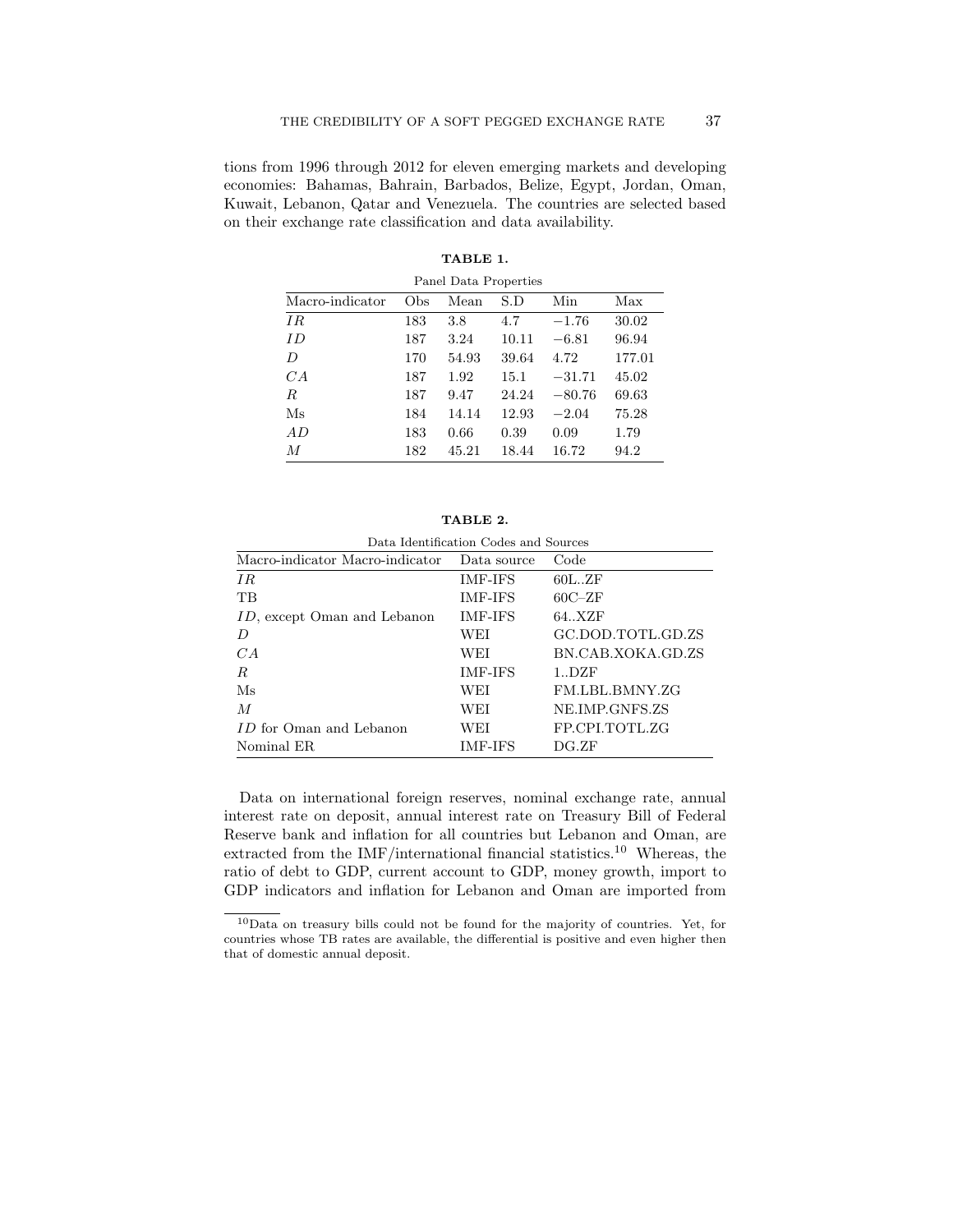tions from 1996 through 2012 for eleven emerging markets and developing economies: Bahamas, Bahrain, Barbados, Belize, Egypt, Jordan, Oman, Kuwait, Lebanon, Qatar and Venezuela. The countries are selected based on their exchange rate classification and data availability.

**TABLE 1.**

Panel Data Properties

| Macro-indicator | Obs | Mean | S.D | Min | Max |
|---|---|---|---|---|---|
| $IR$ | 183 | 3.8 | 4.7 | −1.76 | 30.02 |
| $ID$ | 187 | 3.24 | 10.11 | −6.81 | 96.94 |
| $D$ | 170 | 54.93 | 39.64 | 4.72 | 177.01 |
| $CA$ | 187 | 1.92 | 15.1 | −31.71 | 45.02 |
| $R$ | 187 | 9.47 | 24.24 | −80.76 | 69.63 |
| Ms | 184 | 14.14 | 12.93 | −2.04 | 75.28 |
| $AD$ | 183 | 0.66 | 0.39 | 0.09 | 1.79 |
| $M$ | 182 | 45.21 | 18.44 | 16.72 | 94.2 |

**TABLE 2.**

Data Identification Codes and Sources

| Macro-indicator Macro-indicator | Data source | Code |
|---|---|---|
| $IR$ | IMF-IFS | 60L..ZF |
| TB | IMF-IFS | 60C–ZF |
| $ID$, except Oman and Lebanon | IMF-IFS | 64..XZF |
| $D$ | WEI | GC.DOD.TOTL.GD.ZS |
| $CA$ | WEI | BN.CAB.XOKA.GD.ZS |
| $R$ | IMF-IFS | 1..DZF |
| Ms | WEI | FM.LBL.BMNY.ZG |
| $M$ | WEI | NE.IMP.GNFS.ZS |
| $ID$ for Oman and Lebanon | WEI | FP.CPI.TOTL.ZG |
| Nominal ER | IMF-IFS | DG.ZF |

Data on international foreign reserves, nominal exchange rate, annual interest rate on deposit, annual interest rate on Treasury Bill of Federal Reserve bank and inflation for all countries but Lebanon and Oman, are extracted from the IMF/international financial statistics.[10] Whereas, the ratio of debt to GDP, current account to GDP, money growth, import to GDP indicators and inflation for Lebanon and Oman are imported from

[10] Data on treasury bills could not be found for the majority of countries. Yet, for countries whose TB rates are available, the differential is positive and even higher then that of domestic annual deposit.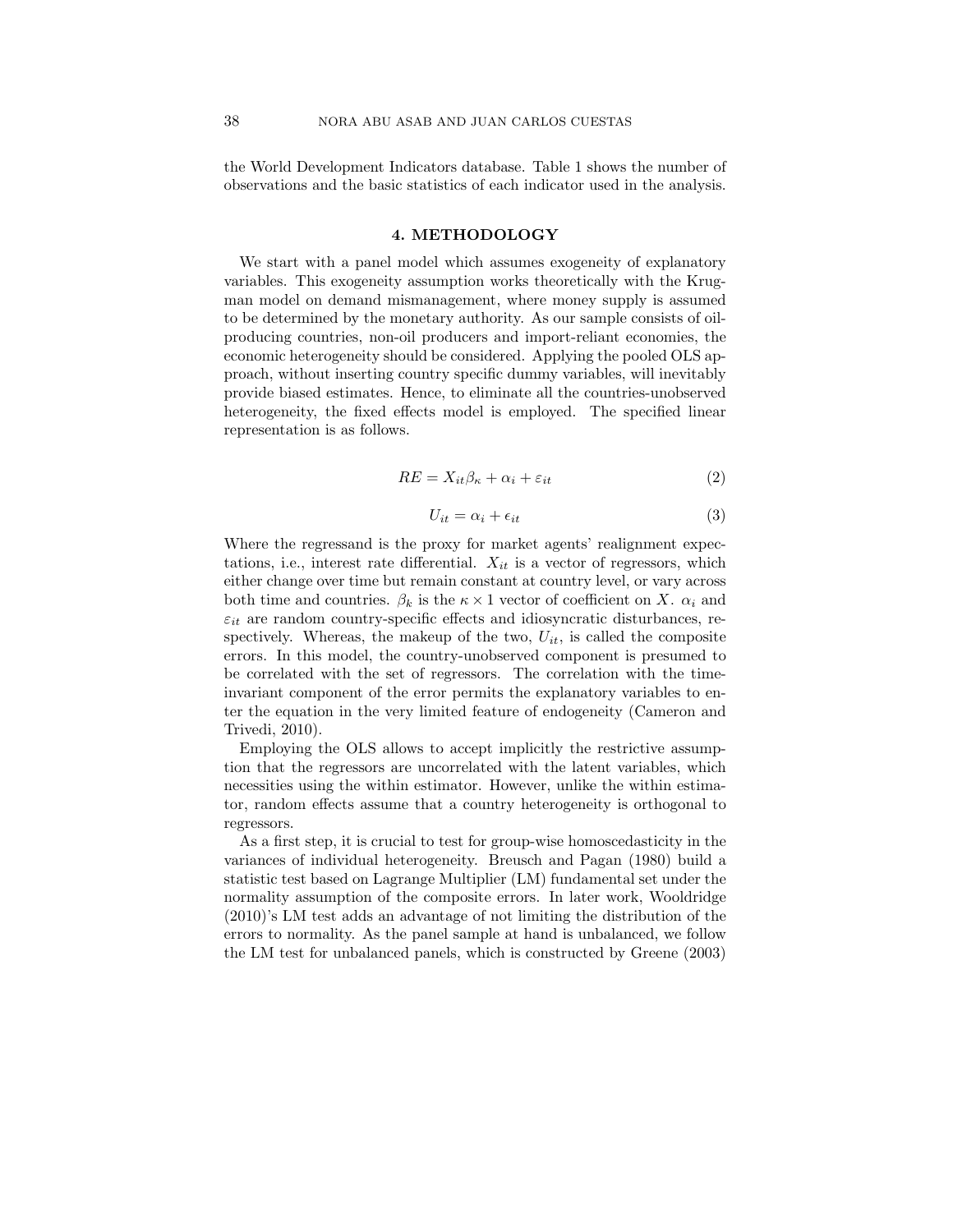the World Development Indicators database. Table 1 shows the number of observations and the basic statistics of each indicator used in the analysis.

## 4. METHODOLOGY

We start with a panel model which assumes exogeneity of explanatory variables. This exogeneity assumption works theoretically with the Krugman model on demand mismanagement, where money supply is assumed to be determined by the monetary authority. As our sample consists of oil-producing countries, non-oil producers and import-reliant economies, the economic heterogeneity should be considered. Applying the pooled OLS approach, without inserting country specific dummy variables, will inevitably provide biased estimates. Hence, to eliminate all the countries-unobserved heterogeneity, the fixed effects model is employed. The specified linear representation is as follows.

$$RE = X_{it}\beta_{\kappa} + \alpha_i + \varepsilon_{it} \tag{2}$$

$$U_{it} = \alpha_i + \epsilon_{it} \tag{3}$$

Where the regressand is the proxy for market agents' realignment expectations, i.e., interest rate differential. $X_{it}$ is a vector of regressors, which either change over time but remain constant at country level, or vary across both time and countries. $\beta_k$ is the $\kappa \times 1$ vector of coefficient on $X$. $\alpha_i$ and $\varepsilon_{it}$ are random country-specific effects and idiosyncratic disturbances, respectively. Whereas, the makeup of the two, $U_{it}$, is called the composite errors. In this model, the country-unobserved component is presumed to be correlated with the set of regressors. The correlation with the time-invariant component of the error permits the explanatory variables to enter the equation in the very limited feature of endogeneity (Cameron and Trivedi, 2010).

Employing the OLS allows to accept implicitly the restrictive assumption that the regressors are uncorrelated with the latent variables, which necessities using the within estimator. However, unlike the within estimator, random effects assume that a country heterogeneity is orthogonal to regressors.

As a first step, it is crucial to test for group-wise homoscedasticity in the variances of individual heterogeneity. Breusch and Pagan (1980) build a statistic test based on Lagrange Multiplier (LM) fundamental set under the normality assumption of the composite errors. In later work, Wooldridge (2010)'s LM test adds an advantage of not limiting the distribution of the errors to normality. As the panel sample at hand is unbalanced, we follow the LM test for unbalanced panels, which is constructed by Greene (2003)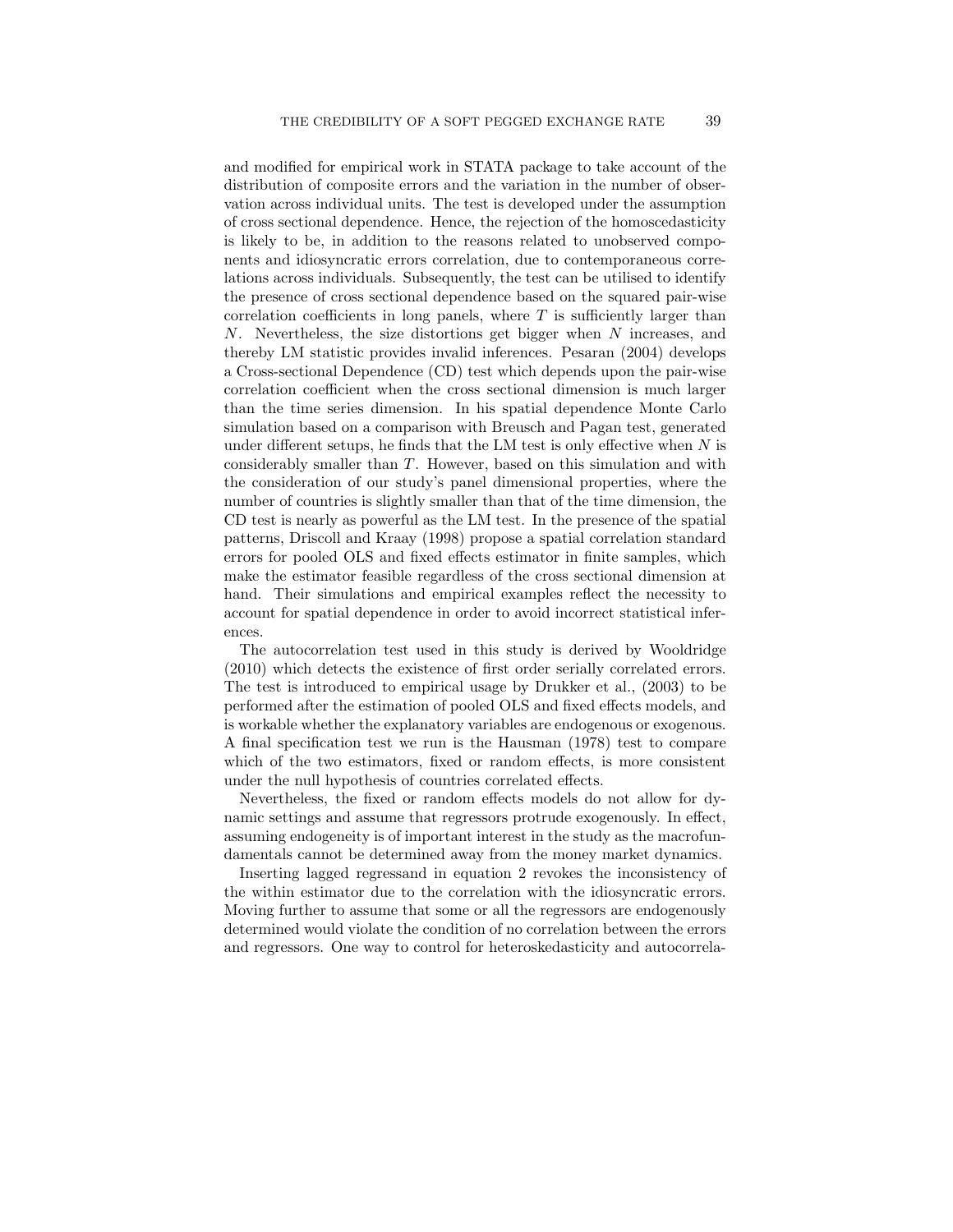and modified for empirical work in STATA package to take account of the distribution of composite errors and the variation in the number of observation across individual units. The test is developed under the assumption of cross sectional dependence. Hence, the rejection of the homoscedasticity is likely to be, in addition to the reasons related to unobserved components and idiosyncratic errors correlation, due to contemporaneous correlations across individuals. Subsequently, the test can be utilised to identify the presence of cross sectional dependence based on the squared pair-wise correlation coefficients in long panels, where $T$ is sufficiently larger than $N$. Nevertheless, the size distortions get bigger when $N$ increases, and thereby LM statistic provides invalid inferences. Pesaran (2004) develops a Cross-sectional Dependence (CD) test which depends upon the pair-wise correlation coefficient when the cross sectional dimension is much larger than the time series dimension. In his spatial dependence Monte Carlo simulation based on a comparison with Breusch and Pagan test, generated under different setups, he finds that the LM test is only effective when $N$ is considerably smaller than $T$. However, based on this simulation and with the consideration of our study's panel dimensional properties, where the number of countries is slightly smaller than that of the time dimension, the CD test is nearly as powerful as the LM test. In the presence of the spatial patterns, Driscoll and Kraay (1998) propose a spatial correlation standard errors for pooled OLS and fixed effects estimator in finite samples, which make the estimator feasible regardless of the cross sectional dimension at hand. Their simulations and empirical examples reflect the necessity to account for spatial dependence in order to avoid incorrect statistical inferences.

The autocorrelation test used in this study is derived by Wooldridge (2010) which detects the existence of first order serially correlated errors. The test is introduced to empirical usage by Drukker et al., (2003) to be performed after the estimation of pooled OLS and fixed effects models, and is workable whether the explanatory variables are endogenous or exogenous. A final specification test we run is the Hausman (1978) test to compare which of the two estimators, fixed or random effects, is more consistent under the null hypothesis of countries correlated effects.

Nevertheless, the fixed or random effects models do not allow for dynamic settings and assume that regressors protrude exogenously. In effect, assuming endogeneity is of important interest in the study as the macrofundamentals cannot be determined away from the money market dynamics.

Inserting lagged regressand in equation 2 revokes the inconsistency of the within estimator due to the correlation with the idiosyncratic errors. Moving further to assume that some or all the regressors are endogenously determined would violate the condition of no correlation between the errors and regressors. One way to control for heteroskedasticity and autocorrela-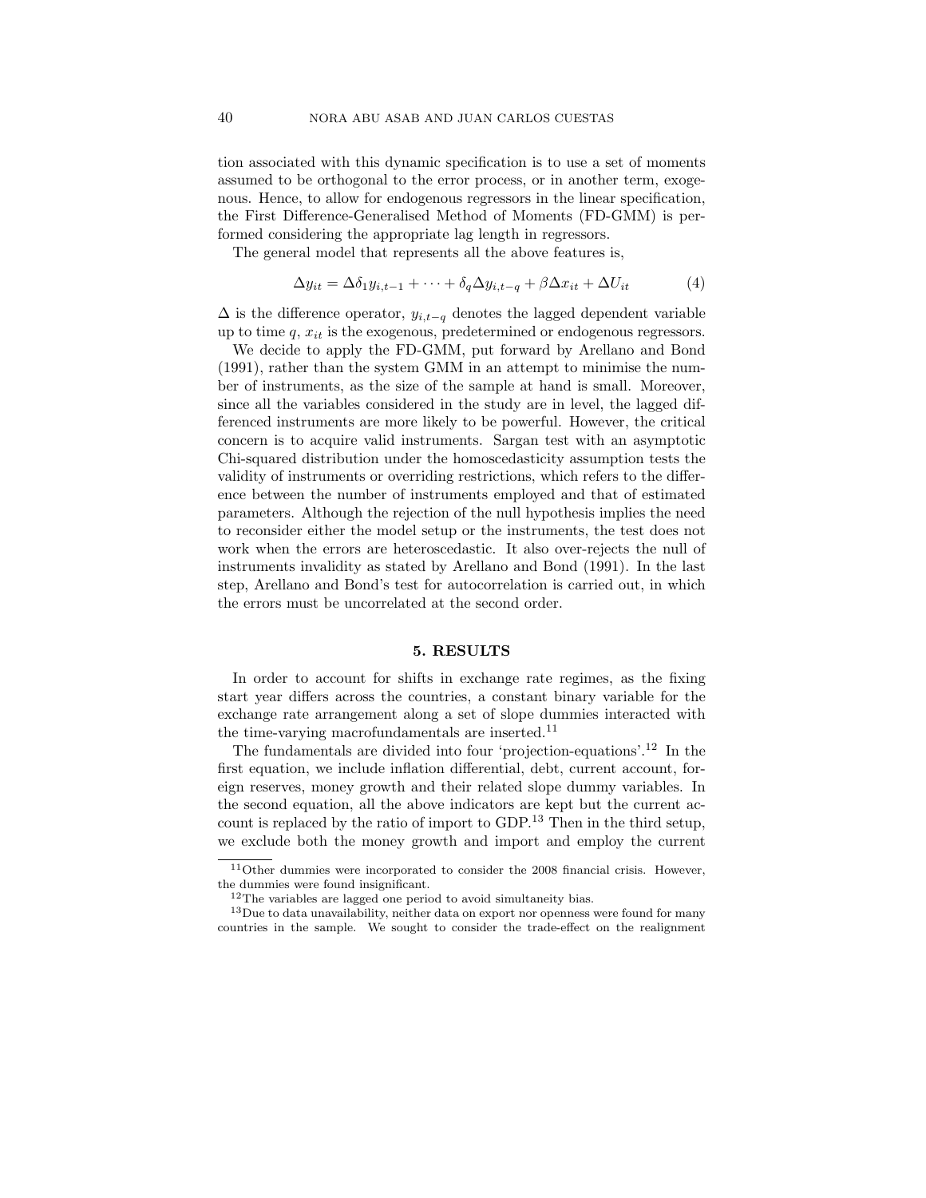tion associated with this dynamic specification is to use a set of moments assumed to be orthogonal to the error process, or in another term, exogenous. Hence, to allow for endogenous regressors in the linear specification, the First Difference-Generalised Method of Moments (FD-GMM) is performed considering the appropriate lag length in regressors.

The general model that represents all the above features is,

$$\Delta y_{it} = \Delta\delta_1 y_{i,t-1} + \cdots + \delta_q \Delta y_{i,t-q} + \beta \Delta x_{it} + \Delta U_{it} \tag{4}$$

$\Delta$ is the difference operator, $y_{i,t-q}$ denotes the lagged dependent variable up to time $q$, $x_{it}$ is the exogenous, predetermined or endogenous regressors.

We decide to apply the FD-GMM, put forward by Arellano and Bond (1991), rather than the system GMM in an attempt to minimise the number of instruments, as the size of the sample at hand is small. Moreover, since all the variables considered in the study are in level, the lagged differenced instruments are more likely to be powerful. However, the critical concern is to acquire valid instruments. Sargan test with an asymptotic Chi-squared distribution under the homoscedasticity assumption tests the validity of instruments or overriding restrictions, which refers to the difference between the number of instruments employed and that of estimated parameters. Although the rejection of the null hypothesis implies the need to reconsider either the model setup or the instruments, the test does not work when the errors are heteroscedastic. It also over-rejects the null of instruments invalidity as stated by Arellano and Bond (1991). In the last step, Arellano and Bond's test for autocorrelation is carried out, in which the errors must be uncorrelated at the second order.

## 5. RESULTS

In order to account for shifts in exchange rate regimes, as the fixing start year differs across the countries, a constant binary variable for the exchange rate arrangement along a set of slope dummies interacted with the time-varying macrofundamentals are inserted.[11]

The fundamentals are divided into four 'projection-equations'.[12] In the first equation, we include inflation differential, debt, current account, foreign reserves, money growth and their related slope dummy variables. In the second equation, all the above indicators are kept but the current account is replaced by the ratio of import to GDP.[13] Then in the third setup, we exclude both the money growth and import and employ the current

[11]Other dummies were incorporated to consider the 2008 financial crisis. However, the dummies were found insignificant.

[12]The variables are lagged one period to avoid simultaneity bias.

[13]Due to data unavailability, neither data on export nor openness were found for many countries in the sample. We sought to consider the trade-effect on the realignment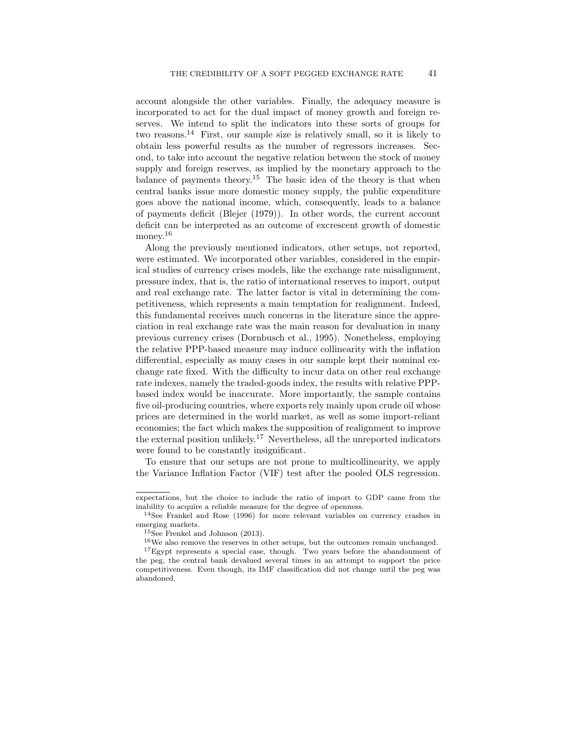account alongside the other variables. Finally, the adequacy measure is incorporated to act for the dual impact of money growth and foreign reserves. We intend to split the indicators into these sorts of groups for two reasons.[14] First, our sample size is relatively small, so it is likely to obtain less powerful results as the number of regressors increases. Second, to take into account the negative relation between the stock of money supply and foreign reserves, as implied by the monetary approach to the balance of payments theory.[15] The basic idea of the theory is that when central banks issue more domestic money supply, the public expenditure goes above the national income, which, consequently, leads to a balance of payments deficit (Blejer (1979)). In other words, the current account deficit can be interpreted as an outcome of excrescent growth of domestic money.[16]

Along the previously mentioned indicators, other setups, not reported, were estimated. We incorporated other variables, considered in the empirical studies of currency crises models, like the exchange rate misalignment, pressure index, that is, the ratio of international reserves to import, output and real exchange rate. The latter factor is vital in determining the competitiveness, which represents a main temptation for realignment. Indeed, this fundamental receives much concerns in the literature since the appreciation in real exchange rate was the main reason for devaluation in many previous currency crises (Dornbusch et al., 1995). Nonetheless, employing the relative PPP-based measure may induce collinearity with the inflation differential, especially as many cases in our sample kept their nominal exchange rate fixed. With the difficulty to incur data on other real exchange rate indexes, namely the traded-goods index, the results with relative PPP-based index would be inaccurate. More importantly, the sample contains five oil-producing countries, where exports rely mainly upon crude oil whose prices are determined in the world market, as well as some import-reliant economies; the fact which makes the supposition of realignment to improve the external position unlikely.[17] Nevertheless, all the unreported indicators were found to be constantly insignificant.

To ensure that our setups are not prone to multicollinearity, we apply the Variance Inflation Factor (VIF) test after the pooled OLS regression.

---

expectations, but the choice to include the ratio of import to GDP came from the inability to acquire a reliable measure for the degree of openness.

[14] See Frankel and Rose (1996) for more relevant variables on currency crashes in emerging markets.

[15] See Frenkel and Johnson (2013).

[16] We also remove the reserves in other setups, but the outcomes remain unchanged.

[17] Egypt represents a special case, though. Two years before the abandonment of the peg, the central bank devalued several times in an attempt to support the price competitiveness. Even though, its IMF classification did not change until the peg was abandoned.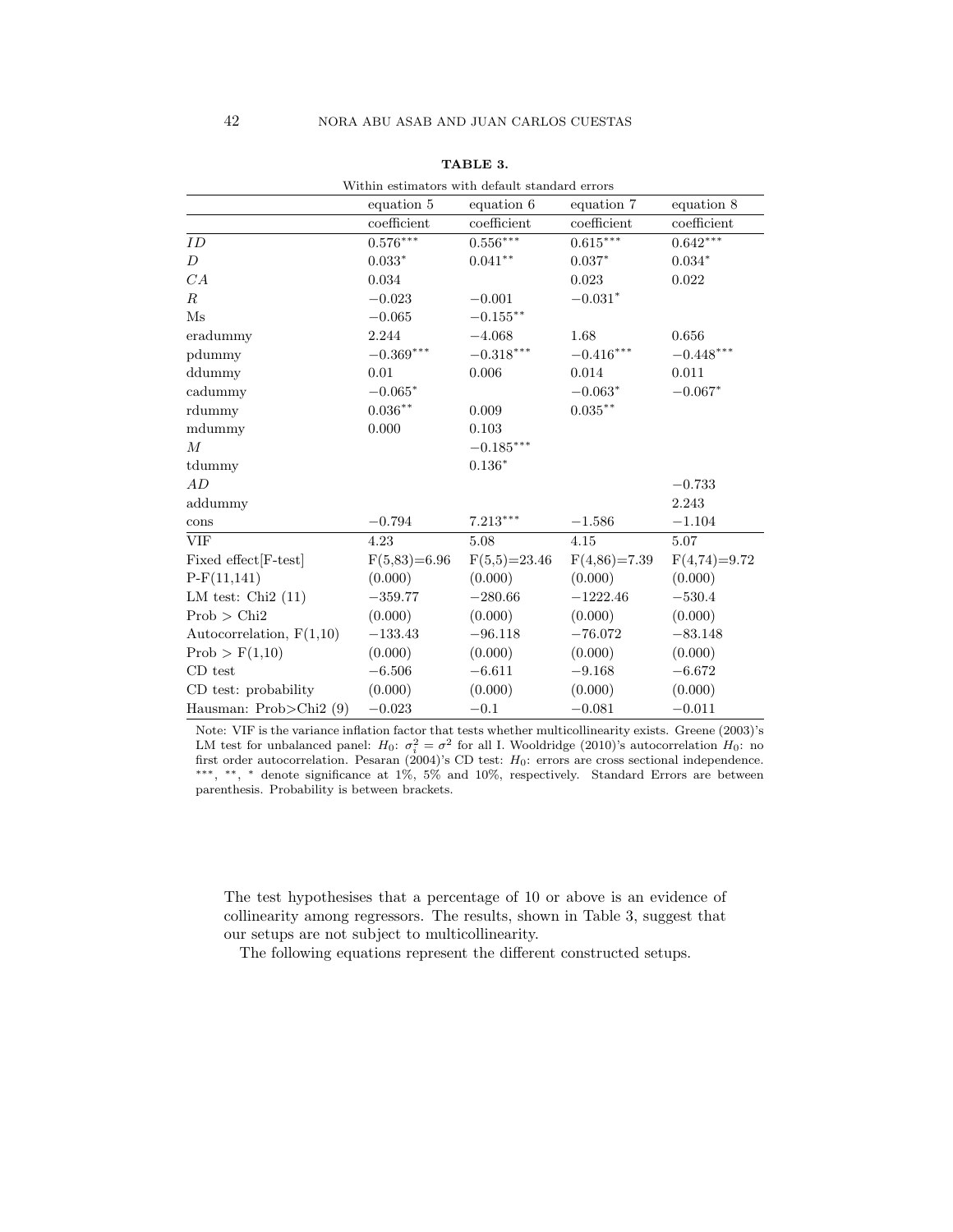**TABLE 3.**

Within estimators with default standard errors

| | equation 5 | equation 6 | equation 7 | equation 8 |
|---|---|---|---|---|
| | coefficient | coefficient | coefficient | coefficient |
| $ID$ | $0.576^{***}$ | $0.556^{***}$ | $0.615^{***}$ | $0.642^{***}$ |
| $D$ | $0.033^{*}$ | $0.041^{**}$ | $0.037^{*}$ | $0.034^{*}$ |
| $CA$ | 0.034 | | 0.023 | 0.022 |
| $R$ | $-0.023$ | $-0.001$ | $-0.031^{*}$ | |
| Ms | $-0.065$ | $-0.155^{**}$ | | |
| eradummy | 2.244 | $-4.068$ | 1.68 | 0.656 |
| pdummy | $-0.369^{***}$ | $-0.318^{***}$ | $-0.416^{***}$ | $-0.448^{***}$ |
| ddummy | 0.01 | 0.006 | 0.014 | 0.011 |
| cadummy | $-0.065^{*}$ | | $-0.063^{*}$ | $-0.067^{*}$ |
| rdummy | $0.036^{**}$ | 0.009 | $0.035^{**}$ | |
| mdummy | 0.000 | 0.103 | | |
| $M$ | | $-0.185^{***}$ | | |
| tdummy | | $0.136^{*}$ | | |
| $AD$ | | | | $-0.733$ |
| addummy | | | | 2.243 |
| cons | $-0.794$ | $7.213^{***}$ | $-1.586$ | $-1.104$ |
| VIF | 4.23 | 5.08 | 4.15 | 5.07 |
| Fixed effect[F-test] | F(5,83)=6.96 | F(5,5)=23.46 | F(4,86)=7.39 | F(4,74)=9.72 |
| P-F(11,141) | (0.000) | (0.000) | (0.000) | (0.000) |
| LM test: Chi2 (11) | $-359.77$ | $-280.66$ | $-1222.46$ | $-530.4$ |
| Prob > Chi2 | (0.000) | (0.000) | (0.000) | (0.000) |
| Autocorrelation, F(1,10) | $-133.43$ | $-96.118$ | $-76.072$ | $-83.148$ |
| Prob > F(1,10) | (0.000) | (0.000) | (0.000) | (0.000) |
| CD test | $-6.506$ | $-6.611$ | $-9.168$ | $-6.672$ |
| CD test: probability | (0.000) | (0.000) | (0.000) | (0.000) |
| Hausman: Prob>Chi2 (9) | $-0.023$ | $-0.1$ | $-0.081$ | $-0.011$ |

Note: VIF is the variance inflation factor that tests whether multicollinearity exists. Greene (2003)'s LM test for unbalanced panel: $H_0$: $\sigma_i^2 = \sigma^2$ for all I. Wooldridge (2010)'s autocorrelation $H_0$: no first order autocorrelation. Pesaran (2004)'s CD test: $H_0$: errors are cross sectional independence. ***, **, * denote significance at 1%, 5% and 10%, respectively. Standard Errors are between parenthesis. Probability is between brackets.

The test hypothesises that a percentage of 10 or above is an evidence of collinearity among regressors. The results, shown in Table 3, suggest that our setups are not subject to multicollinearity.

The following equations represent the different constructed setups.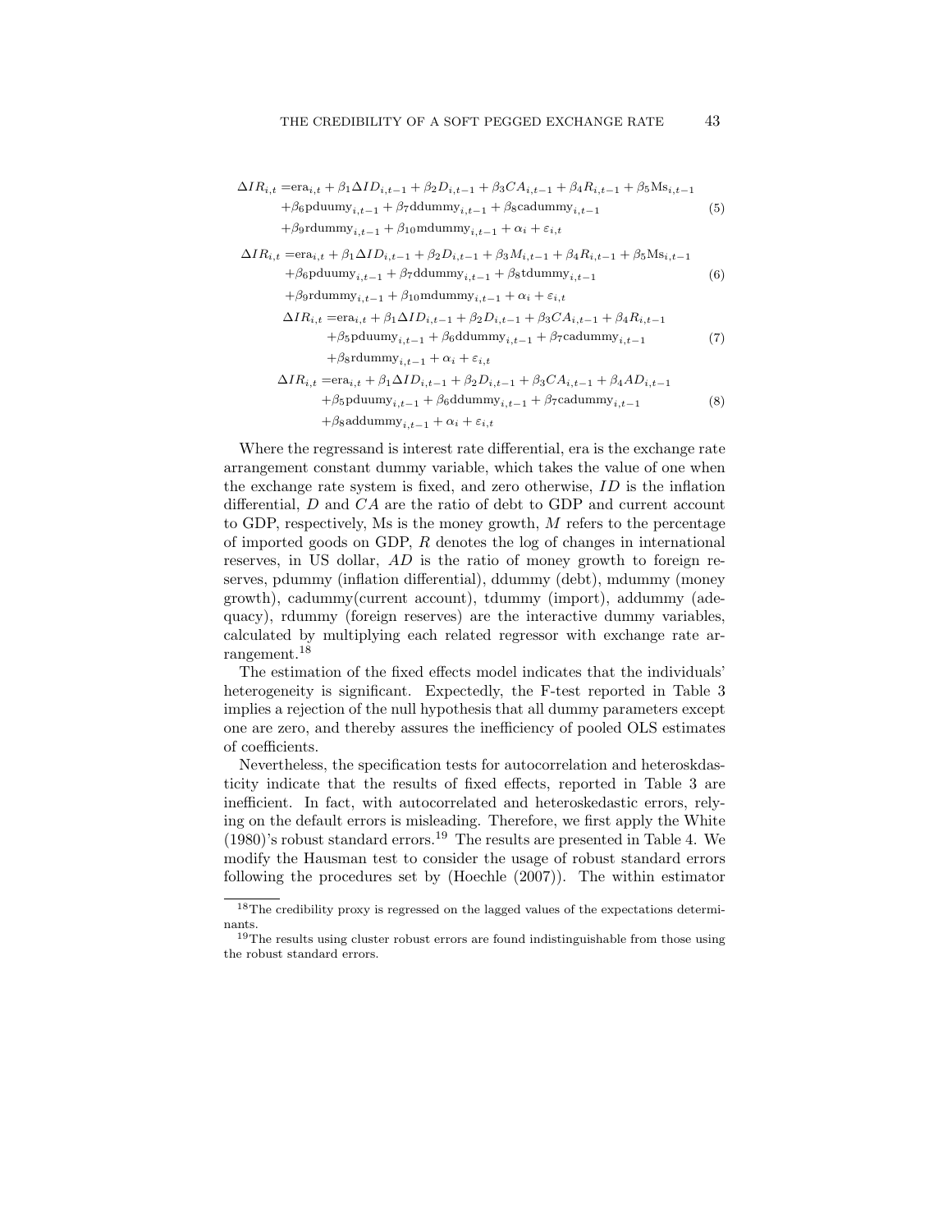$$
\begin{aligned}
\Delta IR_{i,t} =& \text{era}_{i,t} + \beta_1 \Delta ID_{i,t-1} + \beta_2 D_{i,t-1} + \beta_3 CA_{i,t-1} + \beta_4 R_{i,t-1} + \beta_5 \text{Ms}_{i,t-1} \\
&+ \beta_6 \text{pduumy}_{i,t-1} + \beta_7 \text{ddummy}_{i,t-1} + \beta_8 \text{cadummy}_{i,t-1} \\
&+ \beta_9 \text{rdummy}_{i,t-1} + \beta_{10} \text{mdummy}_{i,t-1} + \alpha_i + \varepsilon_{i,t}
\end{aligned} \tag{5}
$$

$$
\begin{aligned}
\Delta IR_{i,t} =& \text{era}_{i,t} + \beta_1 \Delta ID_{i,t-1} + \beta_2 D_{i,t-1} + \beta_3 M_{i,t-1} + \beta_4 R_{i,t-1} + \beta_5 \text{Ms}_{i,t-1} \\
&+ \beta_6 \text{pduumy}_{i,t-1} + \beta_7 \text{ddummy}_{i,t-1} + \beta_8 \text{tdummy}_{i,t-1} \\
&+ \beta_9 \text{rdummy}_{i,t-1} + \beta_{10} \text{mdummy}_{i,t-1} + \alpha_i + \varepsilon_{i,t}
\end{aligned} \tag{6}
$$

$$
\begin{aligned}
\Delta IR_{i,t} =& \text{era}_{i,t} + \beta_1 \Delta ID_{i,t-1} + \beta_2 D_{i,t-1} + \beta_3 CA_{i,t-1} + \beta_4 R_{i,t-1} \\
&+ \beta_5 \text{pduumy}_{i,t-1} + \beta_6 \text{ddummy}_{i,t-1} + \beta_7 \text{cadummy}_{i,t-1} \\
&+ \beta_8 \text{rdummy}_{i,t-1} + \alpha_i + \varepsilon_{i,t}
\end{aligned} \tag{7}
$$

$$
\begin{aligned}
\Delta IR_{i,t} =& \text{era}_{i,t} + \beta_1 \Delta ID_{i,t-1} + \beta_2 D_{i,t-1} + \beta_3 CA_{i,t-1} + \beta_4 AD_{i,t-1} \\
&+ \beta_5 \text{pduumy}_{i,t-1} + \beta_6 \text{ddummy}_{i,t-1} + \beta_7 \text{cadummy}_{i,t-1} \\
&+ \beta_8 \text{addummy}_{i,t-1} + \alpha_i + \varepsilon_{i,t}
\end{aligned} \tag{8}
$$

Where the regressand is interest rate differential, era is the exchange rate arrangement constant dummy variable, which takes the value of one when the exchange rate system is fixed, and zero otherwise, $ID$ is the inflation differential, $D$ and $CA$ are the ratio of debt to GDP and current account to GDP, respectively, Ms is the money growth, $M$ refers to the percentage of imported goods on GDP, $R$ denotes the log of changes in international reserves, in US dollar, $AD$ is the ratio of money growth to foreign reserves, pdummy (inflation differential), ddummy (debt), mdummy (money growth), cadummy(current account), tdummy (import), addummy (adequacy), rdummy (foreign reserves) are the interactive dummy variables, calculated by multiplying each related regressor with exchange rate arrangement.[18]

The estimation of the fixed effects model indicates that the individuals' heterogeneity is significant. Expectedly, the F-test reported in Table 3 implies a rejection of the null hypothesis that all dummy parameters except one are zero, and thereby assures the inefficiency of pooled OLS estimates of coefficients.

Nevertheless, the specification tests for autocorrelation and heteroskdasticity indicate that the results of fixed effects, reported in Table 3 are inefficient. In fact, with autocorrelated and heteroskedastic errors, relying on the default errors is misleading. Therefore, we first apply the White (1980)'s robust standard errors.[19] The results are presented in Table 4. We modify the Hausman test to consider the usage of robust standard errors following the procedures set by (Hoechle (2007)). The within estimator

[18]The credibility proxy is regressed on the lagged values of the expectations determinants.

[19]The results using cluster robust errors are found indistinguishable from those using the robust standard errors.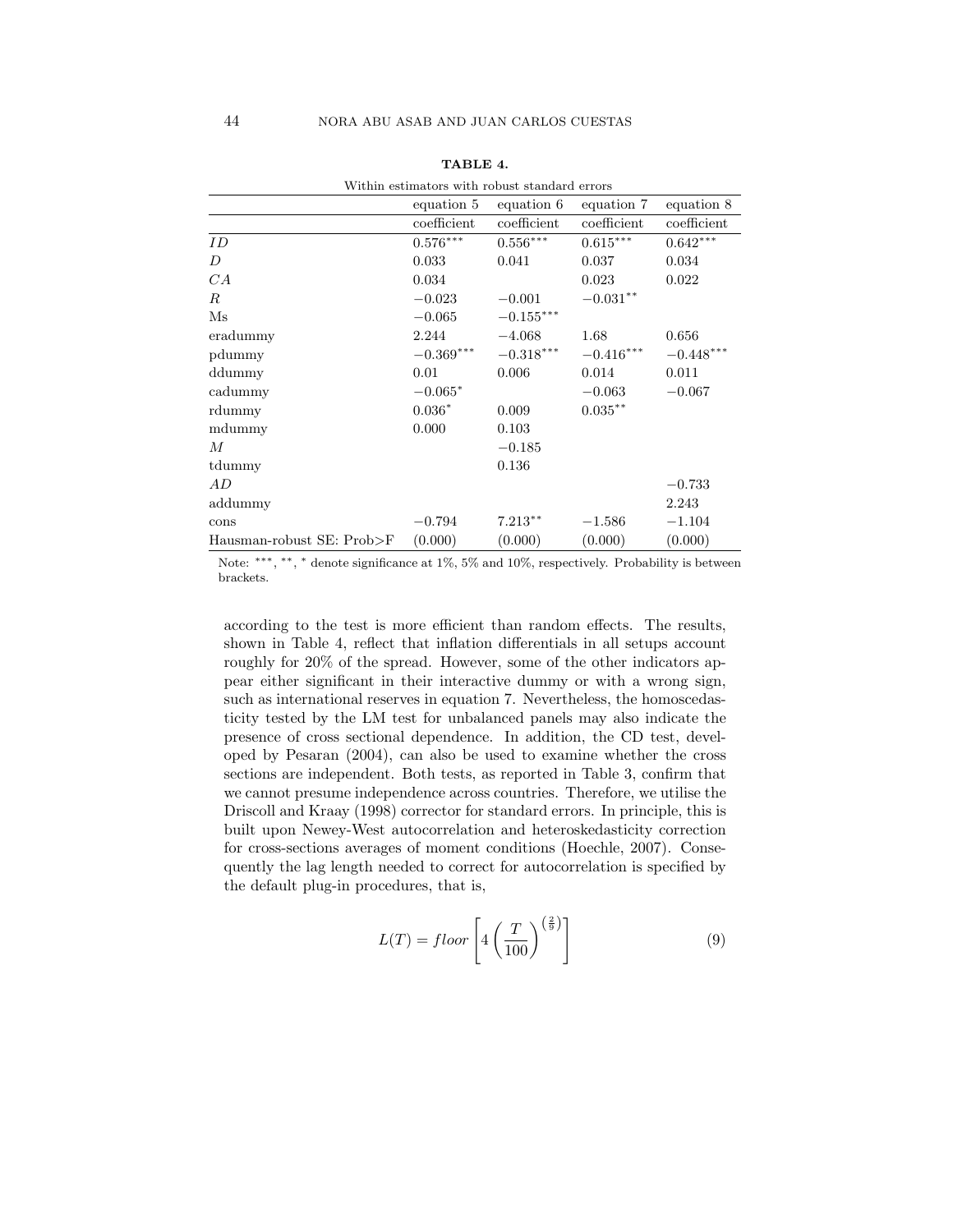**TABLE 4.**

Within estimators with robust standard errors

| | equation 5 | equation 6 | equation 7 | equation 8 |
|---|---|---|---|---|
| | coefficient | coefficient | coefficient | coefficient |
| $ID$ | $0.576^{***}$ | $0.556^{***}$ | $0.615^{***}$ | $0.642^{***}$ |
| $D$ | 0.033 | 0.041 | 0.037 | 0.034 |
| $CA$ | 0.034 | | 0.023 | 0.022 |
| $R$ | $-0.023$ | $-0.001$ | $-0.031^{**}$ | |
| Ms | $-0.065$ | $-0.155^{***}$ | | |
| eradummy | 2.244 | $-4.068$ | 1.68 | 0.656 |
| pdummy | $-0.369^{***}$ | $-0.318^{***}$ | $-0.416^{***}$ | $-0.448^{***}$ |
| ddummy | 0.01 | 0.006 | 0.014 | 0.011 |
| cadummy | $-0.065^{*}$ | | $-0.063$ | $-0.067$ |
| rdummy | $0.036^{*}$ | 0.009 | $0.035^{**}$ | |
| mdummy | 0.000 | 0.103 | | |
| $M$ | | $-0.185$ | | |
| tdummy | | 0.136 | | |
| $AD$ | | | | $-0.733$ |
| addummy | | | | 2.243 |
| cons | $-0.794$ | $7.213^{**}$ | $-1.586$ | $-1.104$ |
| Hausman-robust SE: Prob>F | (0.000) | (0.000) | (0.000) | (0.000) |

Note: $^{***}$, $^{**}$, $^{*}$ denote significance at 1%, 5% and 10%, respectively. Probability is between brackets.

according to the test is more efficient than random effects. The results, shown in Table 4, reflect that inflation differentials in all setups account roughly for 20% of the spread. However, some of the other indicators appear either significant in their interactive dummy or with a wrong sign, such as international reserves in equation 7. Nevertheless, the homoscedasticity tested by the LM test for unbalanced panels may also indicate the presence of cross sectional dependence. In addition, the CD test, developed by Pesaran (2004), can also be used to examine whether the cross sections are independent. Both tests, as reported in Table 3, confirm that we cannot presume independence across countries. Therefore, we utilise the Driscoll and Kraay (1998) corrector for standard errors. In principle, this is built upon Newey-West autocorrelation and heteroskedasticity correction for cross-sections averages of moment conditions (Hoechle, 2007). Consequently the lag length needed to correct for autocorrelation is specified by the default plug-in procedures, that is,

$$L(T) = floor\left[4\left(\frac{T}{100}\right)^{\left(\frac{2}{9}\right)}\right] \tag{9}$$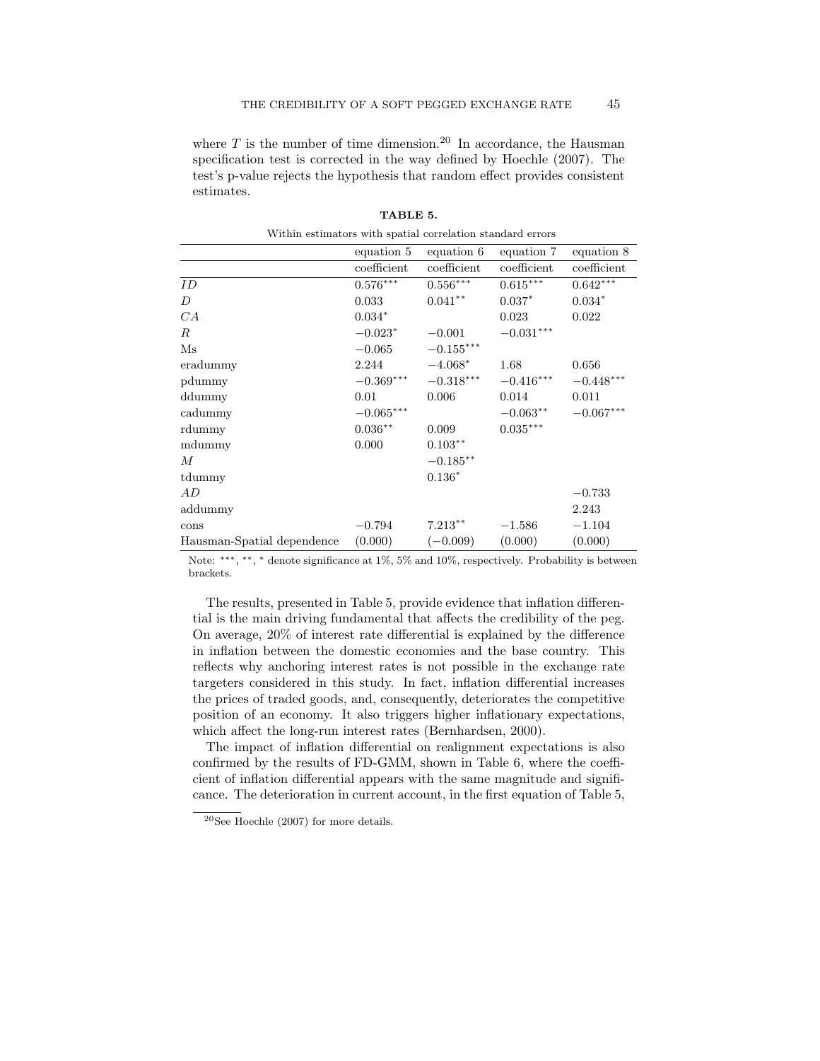where $T$ is the number of time dimension.[20] In accordance, the Hausman specification test is corrected in the way defined by Hoechle (2007). The test's p-value rejects the hypothesis that random effect provides consistent estimates.

**TABLE 5.**

Within estimators with spatial correlation standard errors

| | equation 5 | equation 6 | equation 7 | equation 8 |
|---|---|---|---|---|
| | coefficient | coefficient | coefficient | coefficient |
| $ID$ | $0.576^{***}$ | $0.556^{***}$ | $0.615^{***}$ | $0.642^{***}$ |
| $D$ | 0.033 | $0.041^{**}$ | $0.037^{*}$ | $0.034^{*}$ |
| $CA$ | $0.034^{*}$ | | 0.023 | 0.022 |
| $R$ | $-0.023^{*}$ | $-0.001$ | $-0.031^{***}$ | |
| Ms | $-0.065$ | $-0.155^{***}$ | | |
| eradummy | 2.244 | $-4.068^{*}$ | 1.68 | 0.656 |
| pdummy | $-0.369^{***}$ | $-0.318^{***}$ | $-0.416^{***}$ | $-0.448^{***}$ |
| ddummy | 0.01 | 0.006 | 0.014 | 0.011 |
| cadummy | $-0.065^{***}$ | | $-0.063^{**}$ | $-0.067^{***}$ |
| rdummy | $0.036^{**}$ | 0.009 | $0.035^{***}$ | |
| mdummy | 0.000 | $0.103^{**}$ | | |
| $M$ | | $-0.185^{**}$ | | |
| tdummy | | $0.136^{*}$ | | |
| $AD$ | | | | $-0.733$ |
| addummy | | | | 2.243 |
| cons | $-0.794$ | $7.213^{**}$ | $-1.586$ | $-1.104$ |
| Hausman-Spatial dependence | (0.000) | ($-0.009$) | (0.000) | (0.000) |

Note: ***, **, * denote significance at 1%, 5% and 10%, respectively. Probability is between brackets.

The results, presented in Table 5, provide evidence that inflation differential is the main driving fundamental that affects the credibility of the peg. On average, 20% of interest rate differential is explained by the difference in inflation between the domestic economies and the base country. This reflects why anchoring interest rates is not possible in the exchange rate targeters considered in this study. In fact, inflation differential increases the prices of traded goods, and, consequently, deteriorates the competitive position of an economy. It also triggers higher inflationary expectations, which affect the long-run interest rates (Bernhardsen, 2000).

The impact of inflation differential on realignment expectations is also confirmed by the results of FD-GMM, shown in Table 6, where the coefficient of inflation differential appears with the same magnitude and significance. The deterioration in current account, in the first equation of Table 5,

[20] See Hoechle (2007) for more details.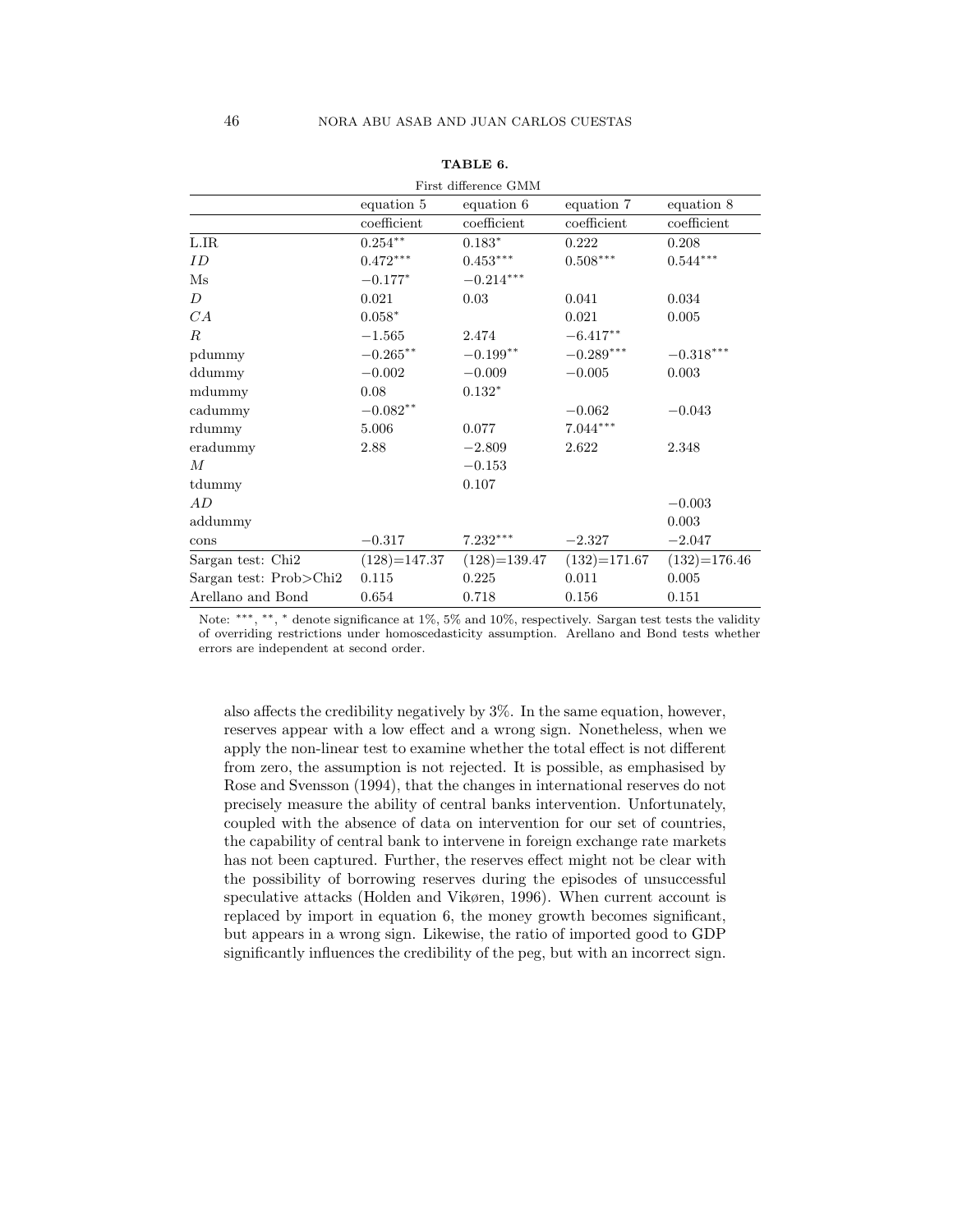**TABLE 6.**

First difference GMM

| | equation 5 | equation 6 | equation 7 | equation 8 |
|---|---|---|---|---|
| | coefficient | coefficient | coefficient | coefficient |
| L.IR | $0.254^{**}$ | $0.183^{*}$ | 0.222 | 0.208 |
| $ID$ | $0.472^{***}$ | $0.453^{***}$ | $0.508^{***}$ | $0.544^{***}$ |
| Ms | $-0.177^{*}$ | $-0.214^{***}$ | | |
| $D$ | 0.021 | 0.03 | 0.041 | 0.034 |
| $CA$ | $0.058^{*}$ | | 0.021 | 0.005 |
| $R$ | $-1.565$ | 2.474 | $-6.417^{**}$ | |
| pdummy | $-0.265^{**}$ | $-0.199^{**}$ | $-0.289^{***}$ | $-0.318^{***}$ |
| ddummy | $-0.002$ | $-0.009$ | $-0.005$ | 0.003 |
| mdummy | 0.08 | $0.132^{*}$ | | |
| cadummy | $-0.082^{**}$ | | $-0.062$ | $-0.043$ |
| rdummy | 5.006 | 0.077 | $7.044^{***}$ | |
| eradummy | 2.88 | $-2.809$ | 2.622 | 2.348 |
| $M$ | | $-0.153$ | | |
| tdummy | | 0.107 | | |
| $AD$ | | | | $-0.003$ |
| addummy | | | | 0.003 |
| cons | $-0.317$ | $7.232^{***}$ | $-2.327$ | $-2.047$ |
| Sargan test: Chi2 | (128)=147.37 | (128)=139.47 | (132)=171.67 | (132)=176.46 |
| Sargan test: Prob>Chi2 | 0.115 | 0.225 | 0.011 | 0.005 |
| Arellano and Bond | 0.654 | 0.718 | 0.156 | 0.151 |

Note: ***, **, * denote significance at 1%, 5% and 10%, respectively. Sargan test tests the validity of overriding restrictions under homoscedasticity assumption. Arellano and Bond tests whether errors are independent at second order.

also affects the credibility negatively by 3%. In the same equation, however, reserves appear with a low effect and a wrong sign. Nonetheless, when we apply the non-linear test to examine whether the total effect is not different from zero, the assumption is not rejected. It is possible, as emphasised by Rose and Svensson (1994), that the changes in international reserves do not precisely measure the ability of central banks intervention. Unfortunately, coupled with the absence of data on intervention for our set of countries, the capability of central bank to intervene in foreign exchange rate markets has not been captured. Further, the reserves effect might not be clear with the possibility of borrowing reserves during the episodes of unsuccessful speculative attacks (Holden and Vikøren, 1996). When current account is replaced by import in equation 6, the money growth becomes significant, but appears in a wrong sign. Likewise, the ratio of imported good to GDP significantly influences the credibility of the peg, but with an incorrect sign.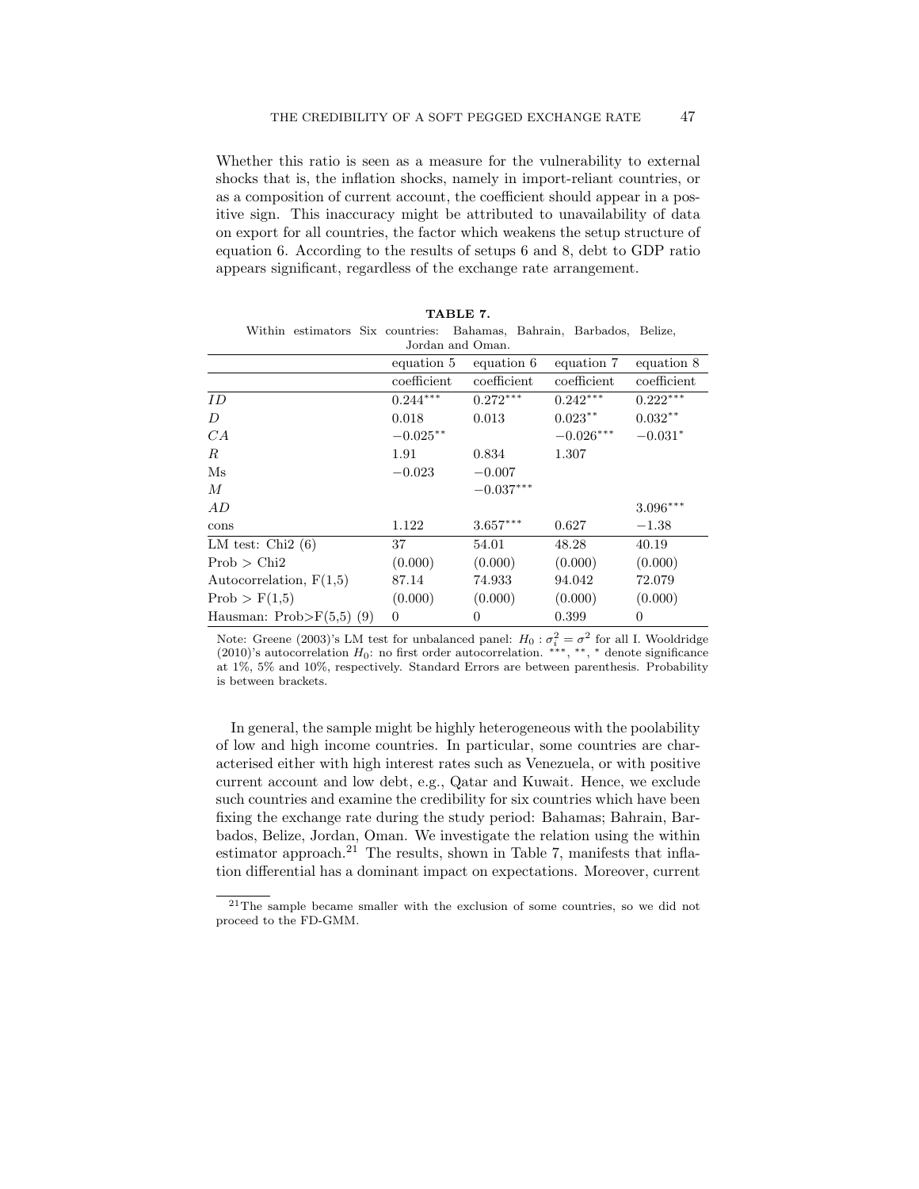Whether this ratio is seen as a measure for the vulnerability to external shocks that is, the inflation shocks, namely in import-reliant countries, or as a composition of current account, the coefficient should appear in a positive sign. This inaccuracy might be attributed to unavailability of data on export for all countries, the factor which weakens the setup structure of equation 6. According to the results of setups 6 and 8, debt to GDP ratio appears significant, regardless of the exchange rate arrangement.

**TABLE 7.**

Within estimators Six countries: Bahamas, Bahrain, Barbados, Belize, Jordan and Oman.

| | equation 5 | equation 6 | equation 7 | equation 8 |
|---|---|---|---|---|
| | coefficient | coefficient | coefficient | coefficient |
| $ID$ | $0.244^{***}$ | $0.272^{***}$ | $0.242^{***}$ | $0.222^{***}$ |
| $D$ | 0.018 | 0.013 | $0.023^{**}$ | $0.032^{**}$ |
| $CA$ | $-0.025^{**}$ | | $-0.026^{***}$ | $-0.031^{*}$ |
| $R$ | 1.91 | 0.834 | 1.307 | |
| Ms | $-0.023$ | $-0.007$ | | |
| $M$ | | $-0.037^{***}$ | | |
| $AD$ | | | | $3.096^{***}$ |
| cons | 1.122 | $3.657^{***}$ | 0.627 | $-1.38$ |
| LM test: Chi2 (6) | 37 | 54.01 | 48.28 | 40.19 |
| Prob > Chi2 | (0.000) | (0.000) | (0.000) | (0.000) |
| Autocorrelation, F(1,5) | 87.14 | 74.933 | 94.042 | 72.079 |
| Prob > F(1,5) | (0.000) | (0.000) | (0.000) | (0.000) |
| Hausman: Prob>F(5,5) (9) | 0 | 0 | 0.399 | 0 |

Note: Greene (2003)'s LM test for unbalanced panel: $H_0 : \sigma_i^2 = \sigma^2$ for all I. Wooldridge (2010)'s autocorrelation $H_0$: no first order autocorrelation. ***, **, * denote significance at 1%, 5% and 10%, respectively. Standard Errors are between parenthesis. Probability is between brackets.

In general, the sample might be highly heterogeneous with the poolability of low and high income countries. In particular, some countries are characterised either with high interest rates such as Venezuela, or with positive current account and low debt, e.g., Qatar and Kuwait. Hence, we exclude such countries and examine the credibility for six countries which have been fixing the exchange rate during the study period: Bahamas; Bahrain, Barbados, Belize, Jordan, Oman. We investigate the relation using the within estimator approach.[21] The results, shown in Table 7, manifests that inflation differential has a dominant impact on expectations. Moreover, current

[21] The sample became smaller with the exclusion of some countries, so we did not proceed to the FD-GMM.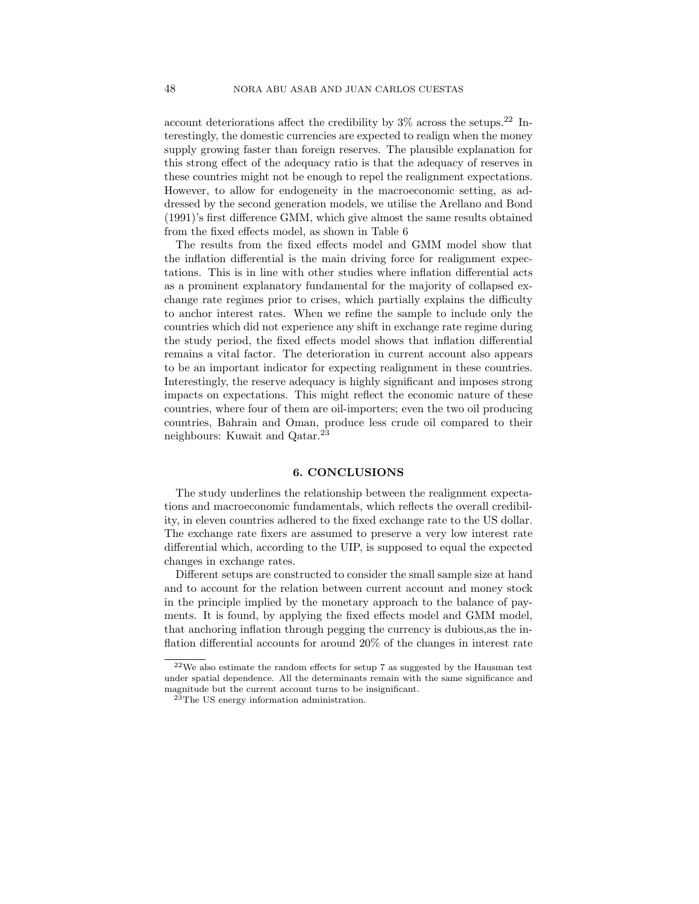account deteriorations affect the credibility by 3% across the setups.[22] Interestingly, the domestic currencies are expected to realign when the money supply growing faster than foreign reserves. The plausible explanation for this strong effect of the adequacy ratio is that the adequacy of reserves in these countries might not be enough to repel the realignment expectations. However, to allow for endogeneity in the macroeconomic setting, as addressed by the second generation models, we utilise the Arellano and Bond (1991)'s first difference GMM, which give almost the same results obtained from the fixed effects model, as shown in Table 6

The results from the fixed effects model and GMM model show that the inflation differential is the main driving force for realignment expectations. This is in line with other studies where inflation differential acts as a prominent explanatory fundamental for the majority of collapsed exchange rate regimes prior to crises, which partially explains the difficulty to anchor interest rates. When we refine the sample to include only the countries which did not experience any shift in exchange rate regime during the study period, the fixed effects model shows that inflation differential remains a vital factor. The deterioration in current account also appears to be an important indicator for expecting realignment in these countries. Interestingly, the reserve adequacy is highly significant and imposes strong impacts on expectations. This might reflect the economic nature of these countries, where four of them are oil-importers; even the two oil producing countries, Bahrain and Oman, produce less crude oil compared to their neighbours: Kuwait and Qatar.[23]

## 6. CONCLUSIONS

The study underlines the relationship between the realignment expectations and macroeconomic fundamentals, which reflects the overall credibility, in eleven countries adhered to the fixed exchange rate to the US dollar. The exchange rate fixers are assumed to preserve a very low interest rate differential which, according to the UIP, is supposed to equal the expected changes in exchange rates.

Different setups are constructed to consider the small sample size at hand and to account for the relation between current account and money stock in the principle implied by the monetary approach to the balance of payments. It is found, by applying the fixed effects model and GMM model, that anchoring inflation through pegging the currency is dubious,as the inflation differential accounts for around 20% of the changes in interest rate

[22] We also estimate the random effects for setup 7 as suggested by the Hausman test under spatial dependence. All the determinants remain with the same significance and magnitude but the current account turns to be insignificant.

[23] The US energy information administration.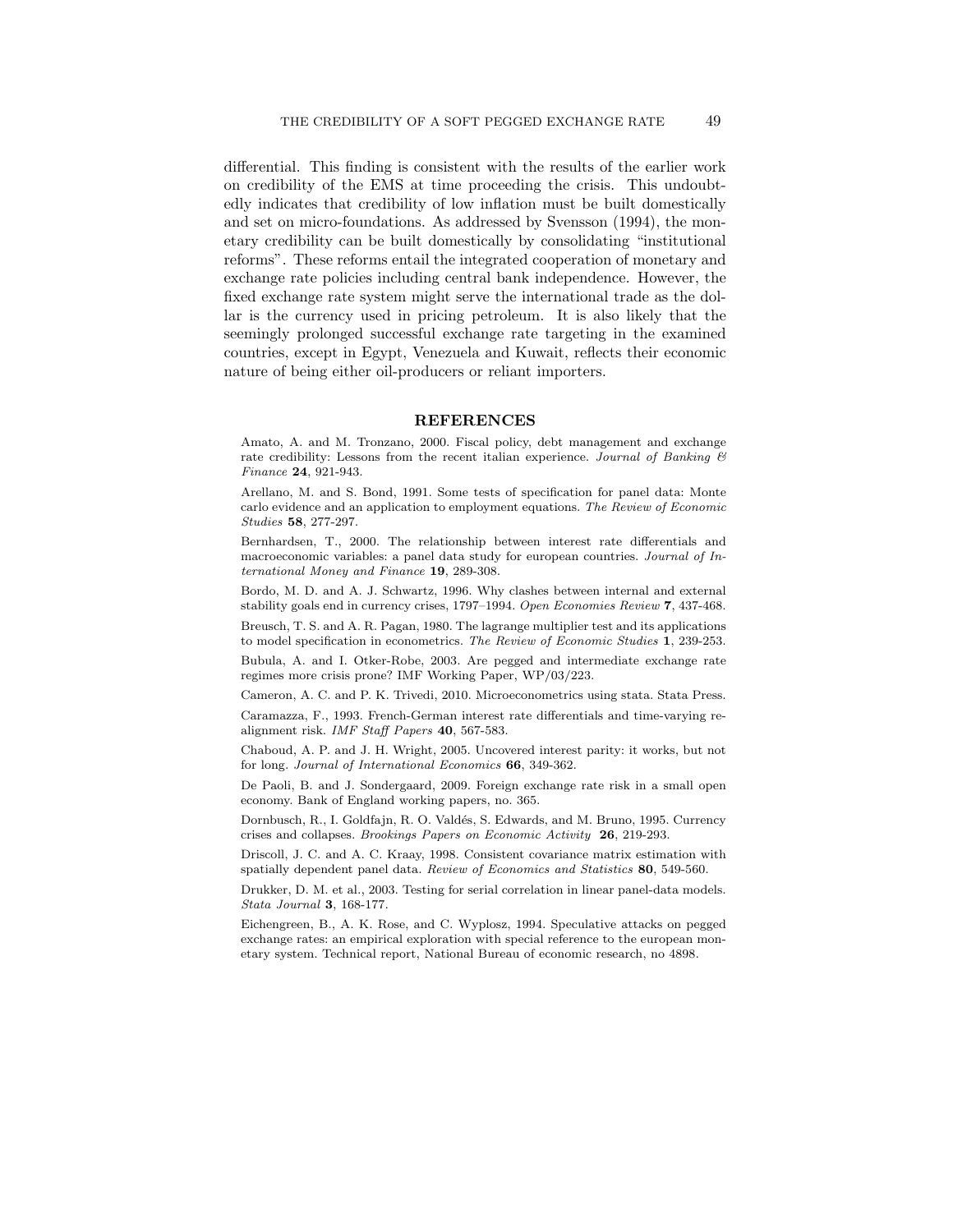differential. This finding is consistent with the results of the earlier work on credibility of the EMS at time proceeding the crisis. This undoubtedly indicates that credibility of low inflation must be built domestically and set on micro-foundations. As addressed by Svensson (1994), the monetary credibility can be built domestically by consolidating "institutional reforms". These reforms entail the integrated cooperation of monetary and exchange rate policies including central bank independence. However, the fixed exchange rate system might serve the international trade as the dollar is the currency used in pricing petroleum. It is also likely that the seemingly prolonged successful exchange rate targeting in the examined countries, except in Egypt, Venezuela and Kuwait, reflects their economic nature of being either oil-producers or reliant importers.

## REFERENCES

Amato, A. and M. Tronzano, 2000. Fiscal policy, debt management and exchange rate credibility: Lessons from the recent italian experience. *Journal of Banking & Finance* **24**, 921-943.

Arellano, M. and S. Bond, 1991. Some tests of specification for panel data: Monte carlo evidence and an application to employment equations. *The Review of Economic Studies* **58**, 277-297.

Bernhardsen, T., 2000. The relationship between interest rate differentials and macroeconomic variables: a panel data study for european countries. *Journal of International Money and Finance* **19**, 289-308.

Bordo, M. D. and A. J. Schwartz, 1996. Why clashes between internal and external stability goals end in currency crises, 1797–1994. *Open Economies Review* **7**, 437-468.

Breusch, T. S. and A. R. Pagan, 1980. The lagrange multiplier test and its applications to model specification in econometrics. *The Review of Economic Studies* **1**, 239-253.

Bubula, A. and I. Otker-Robe, 2003. Are pegged and intermediate exchange rate regimes more crisis prone? IMF Working Paper, WP/03/223.

Cameron, A. C. and P. K. Trivedi, 2010. Microeconometrics using stata. Stata Press.

Caramazza, F., 1993. French-German interest rate differentials and time-varying realignment risk. *IMF Staff Papers* **40**, 567-583.

Chaboud, A. P. and J. H. Wright, 2005. Uncovered interest parity: it works, but not for long. *Journal of International Economics* **66**, 349-362.

De Paoli, B. and J. Sondergaard, 2009. Foreign exchange rate risk in a small open economy. Bank of England working papers, no. 365.

Dornbusch, R., I. Goldfajn, R. O. Valdés, S. Edwards, and M. Bruno, 1995. Currency crises and collapses. *Brookings Papers on Economic Activity* **26**, 219-293.

Driscoll, J. C. and A. C. Kraay, 1998. Consistent covariance matrix estimation with spatially dependent panel data. *Review of Economics and Statistics* **80**, 549-560.

Drukker, D. M. et al., 2003. Testing for serial correlation in linear panel-data models. *Stata Journal* **3**, 168-177.

Eichengreen, B., A. K. Rose, and C. Wyplosz, 1994. Speculative attacks on pegged exchange rates: an empirical exploration with special reference to the european monetary system. Technical report, National Bureau of economic research, no 4898.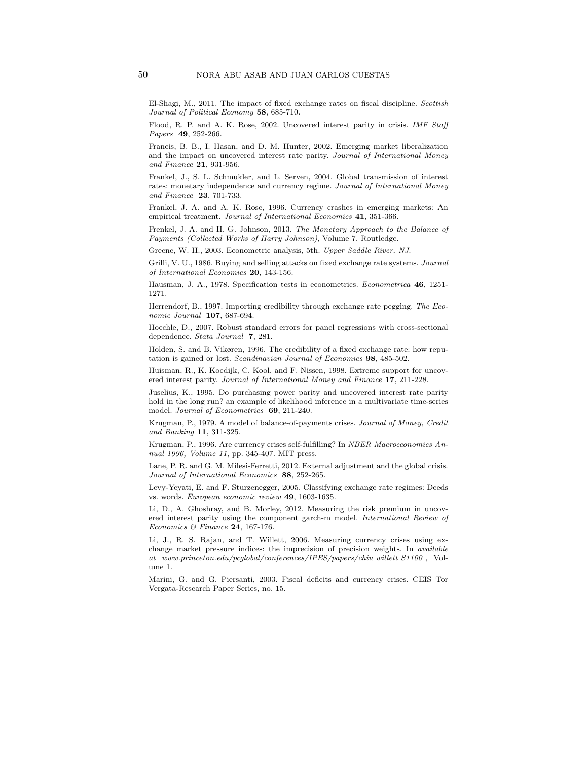El-Shagi, M., 2011. The impact of fixed exchange rates on fiscal discipline. *Scottish Journal of Political Economy* **58**, 685-710.

Flood, R. P. and A. K. Rose, 2002. Uncovered interest parity in crisis. *IMF Staff Papers* **49**, 252-266.

Francis, B. B., I. Hasan, and D. M. Hunter, 2002. Emerging market liberalization and the impact on uncovered interest rate parity. *Journal of International Money and Finance* **21**, 931-956.

Frankel, J., S. L. Schmukler, and L. Serven, 2004. Global transmission of interest rates: monetary independence and currency regime. *Journal of International Money and Finance* **23**, 701-733.

Frankel, J. A. and A. K. Rose, 1996. Currency crashes in emerging markets: An empirical treatment. *Journal of International Economics* **41**, 351-366.

Frenkel, J. A. and H. G. Johnson, 2013. *The Monetary Approach to the Balance of Payments (Collected Works of Harry Johnson)*, Volume 7. Routledge.

Greene, W. H., 2003. Econometric analysis, 5th. *Upper Saddle River, NJ.*

Grilli, V. U., 1986. Buying and selling attacks on fixed exchange rate systems. *Journal of International Economics* **20**, 143-156.

Hausman, J. A., 1978. Specification tests in econometrics. *Econometrica* **46**, 1251-1271.

Herrendorf, B., 1997. Importing credibility through exchange rate pegging. *The Economic Journal* **107**, 687-694.

Hoechle, D., 2007. Robust standard errors for panel regressions with cross-sectional dependence. *Stata Journal* **7**, 281.

Holden, S. and B. Vikøren, 1996. The credibility of a fixed exchange rate: how reputation is gained or lost. *Scandinavian Journal of Economics* **98**, 485-502.

Huisman, R., K. Koedijk, C. Kool, and F. Nissen, 1998. Extreme support for uncovered interest parity. *Journal of International Money and Finance* **17**, 211-228.

Juselius, K., 1995. Do purchasing power parity and uncovered interest rate parity hold in the long run? an example of likelihood inference in a multivariate time-series model. *Journal of Econometrics* **69**, 211-240.

Krugman, P., 1979. A model of balance-of-payments crises. *Journal of Money, Credit and Banking* **11**, 311-325.

Krugman, P., 1996. Are currency crises self-fulfilling? In *NBER Macroeconomics Annual 1996, Volume 11*, pp. 345-407. MIT press.

Lane, P. R. and G. M. Milesi-Ferretti, 2012. External adjustment and the global crisis. *Journal of International Economics* **88**, 252-265.

Levy-Yeyati, E. and F. Sturzenegger, 2005. Classifying exchange rate regimes: Deeds vs. words. *European economic review* **49**, 1603-1635.

Li, D., A. Ghoshray, and B. Morley, 2012. Measuring the risk premium in uncovered interest parity using the component garch-m model. *International Review of Economics & Finance* **24**, 167-176.

Li, J., R. S. Rajan, and T. Willett, 2006. Measuring currency crises using exchange market pressure indices: the imprecision of precision weights. In *available at www.princeton.edu/pcglobal/conferences/IPES/papers/chiu_willett_S1100_*, Volume 1.

Marini, G. and G. Piersanti, 2003. Fiscal deficits and currency crises. CEIS Tor Vergata-Research Paper Series, no. 15.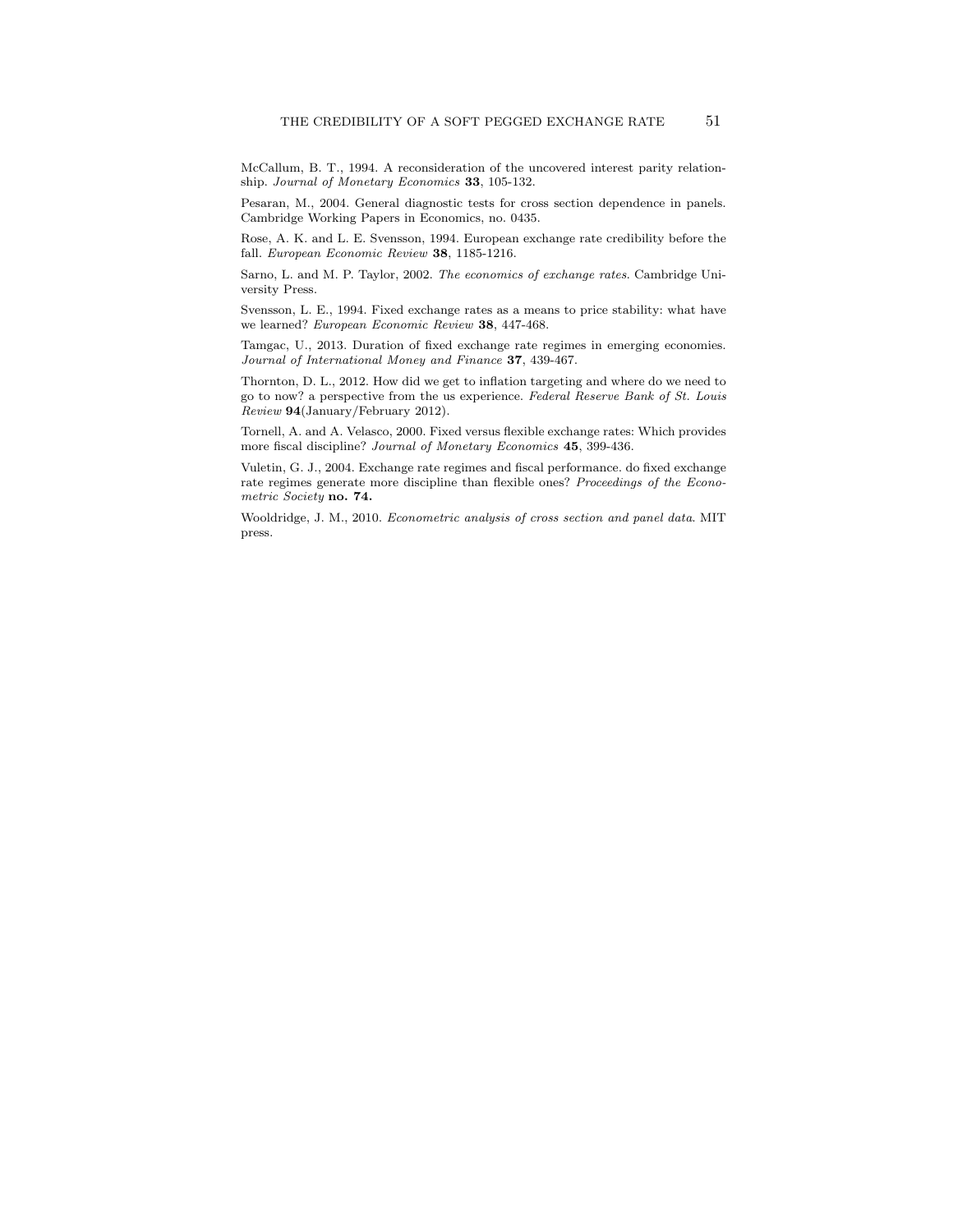McCallum, B. T., 1994. A reconsideration of the uncovered interest parity relationship. *Journal of Monetary Economics* **33**, 105-132.

Pesaran, M., 2004. General diagnostic tests for cross section dependence in panels. Cambridge Working Papers in Economics, no. 0435.

Rose, A. K. and L. E. Svensson, 1994. European exchange rate credibility before the fall. *European Economic Review* **38**, 1185-1216.

Sarno, L. and M. P. Taylor, 2002. *The economics of exchange rates*. Cambridge University Press.

Svensson, L. E., 1994. Fixed exchange rates as a means to price stability: what have we learned? *European Economic Review* **38**, 447-468.

Tamgac, U., 2013. Duration of fixed exchange rate regimes in emerging economies. *Journal of International Money and Finance* **37**, 439-467.

Thornton, D. L., 2012. How did we get to inflation targeting and where do we need to go to now? a perspective from the us experience. *Federal Reserve Bank of St. Louis Review* **94**(January/February 2012).

Tornell, A. and A. Velasco, 2000. Fixed versus flexible exchange rates: Which provides more fiscal discipline? *Journal of Monetary Economics* **45**, 399-436.

Vuletin, G. J., 2004. Exchange rate regimes and fiscal performance. do fixed exchange rate regimes generate more discipline than flexible ones? *Proceedings of the Econometric Society* **no. 74.**

Wooldridge, J. M., 2010. *Econometric analysis of cross section and panel data*. MIT press.